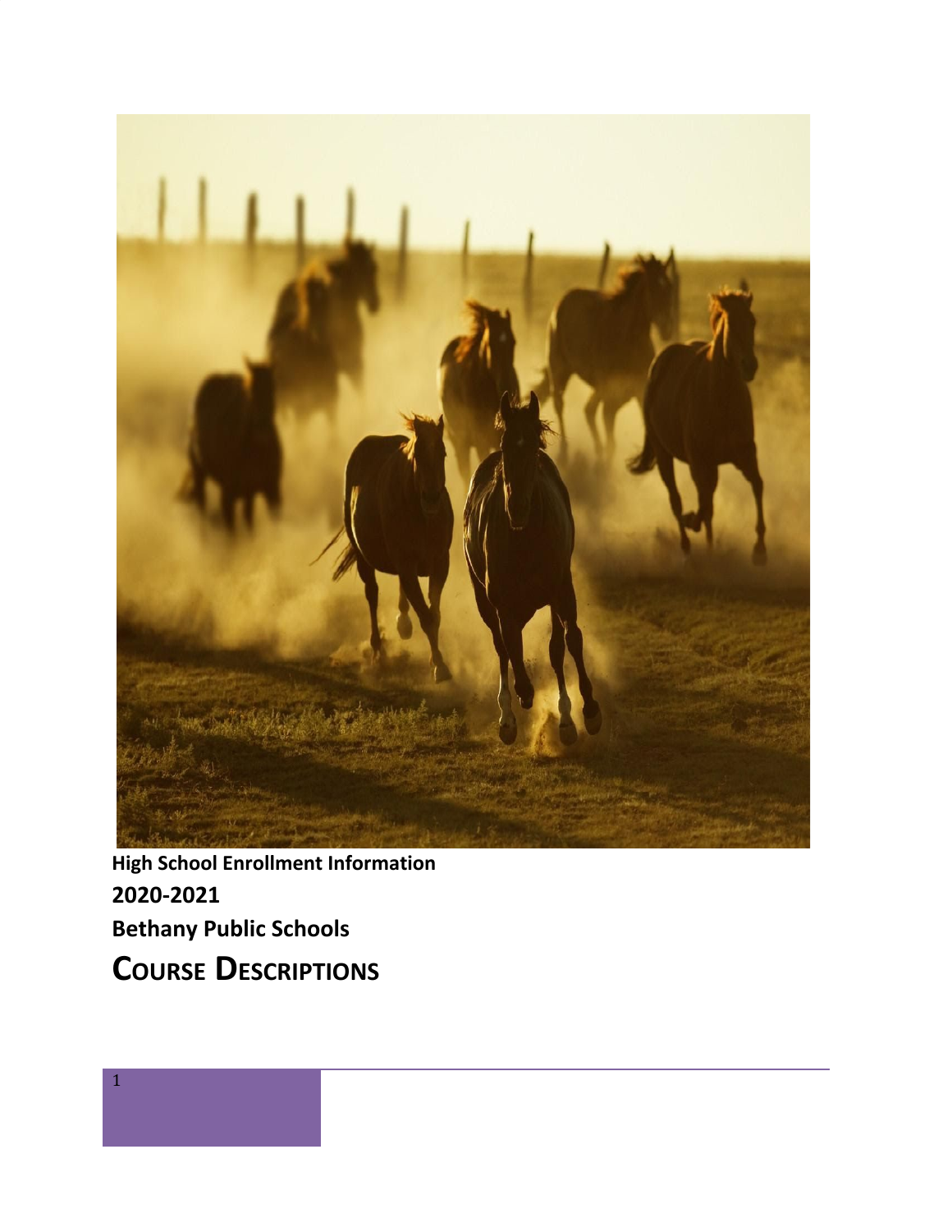**High School Enrollment Information**

**2020-2021**

**Bethany Public Schools**

# COURSE DESCRIPTIONS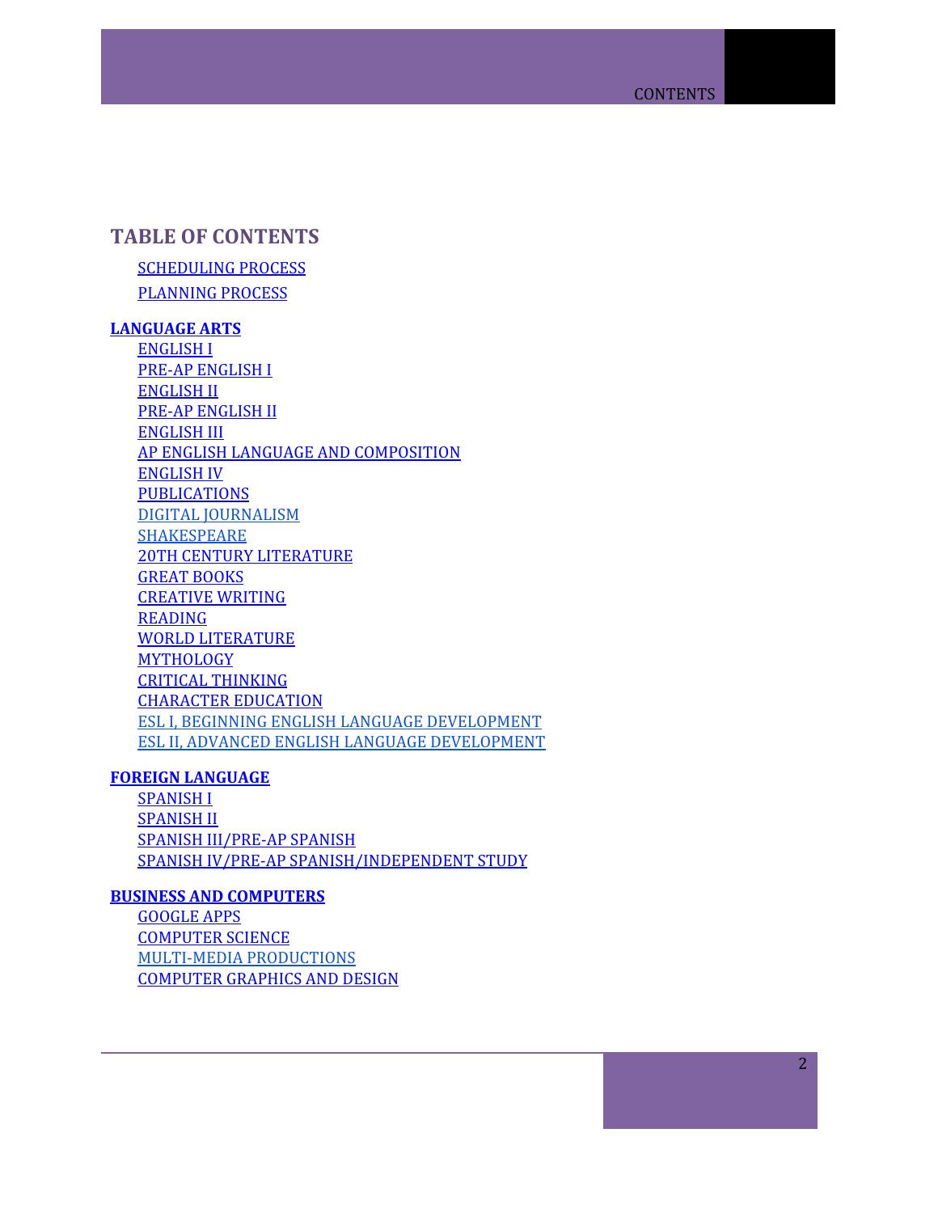# TABLE OF CONTENTS

- SCHEDULING PROCESS
- PLANNING PROCESS

**LANGUAGE ARTS**

- ENGLISH I
- PRE-AP ENGLISH I
- ENGLISH II
- PRE-AP ENGLISH II
- ENGLISH III
- AP ENGLISH LANGUAGE AND COMPOSITION
- ENGLISH IV
- PUBLICATIONS
- DIGITAL JOURNALISM
- SHAKESPEARE
- 20TH CENTURY LITERATURE
- GREAT BOOKS
- CREATIVE WRITING
- READING
- WORLD LITERATURE
- MYTHOLOGY
- CRITICAL THINKING
- CHARACTER EDUCATION
- ESL I, BEGINNING ENGLISH LANGUAGE DEVELOPMENT
- ESL II, ADVANCED ENGLISH LANGUAGE DEVELOPMENT

**FOREIGN LANGUAGE**

- SPANISH I
- SPANISH II
- SPANISH III/PRE-AP SPANISH
- SPANISH IV/PRE-AP SPANISH/INDEPENDENT STUDY

**BUSINESS AND COMPUTERS**

- GOOGLE APPS
- COMPUTER SCIENCE
- MULTI-MEDIA PRODUCTIONS
- COMPUTER GRAPHICS AND DESIGN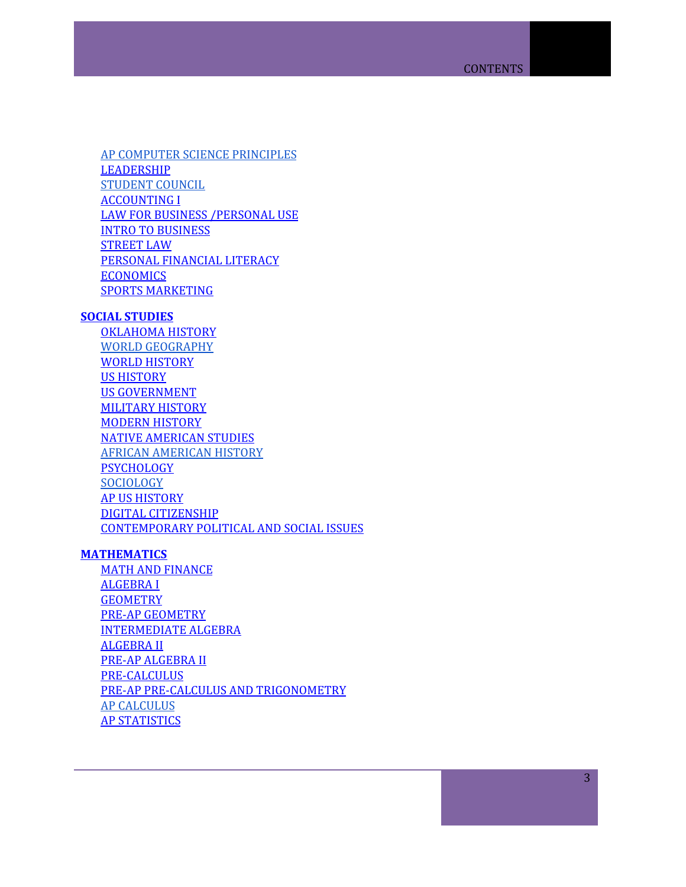- AP COMPUTER SCIENCE PRINCIPLES
- LEADERSHIP
- STUDENT COUNCIL
- ACCOUNTING I
- LAW FOR BUSINESS /PERSONAL USE
- INTRO TO BUSINESS
- STREET LAW
- PERSONAL FINANCIAL LITERACY
- ECONOMICS
- SPORTS MARKETING

**SOCIAL STUDIES**

- OKLAHOMA HISTORY
- WORLD GEOGRAPHY
- WORLD HISTORY
- US HISTORY
- US GOVERNMENT
- MILITARY HISTORY
- MODERN HISTORY
- NATIVE AMERICAN STUDIES
- AFRICAN AMERICAN HISTORY
- PSYCHOLOGY
- SOCIOLOGY
- AP US HISTORY
- DIGITAL CITIZENSHIP
- CONTEMPORARY POLITICAL AND SOCIAL ISSUES

**MATHEMATICS**

- MATH AND FINANCE
- ALGEBRA I
- GEOMETRY
- PRE-AP GEOMETRY
- INTERMEDIATE ALGEBRA
- ALGEBRA II
- PRE-AP ALGEBRA II
- PRE-CALCULUS
- PRE-AP PRE-CALCULUS AND TRIGONOMETRY
- AP CALCULUS
- AP STATISTICS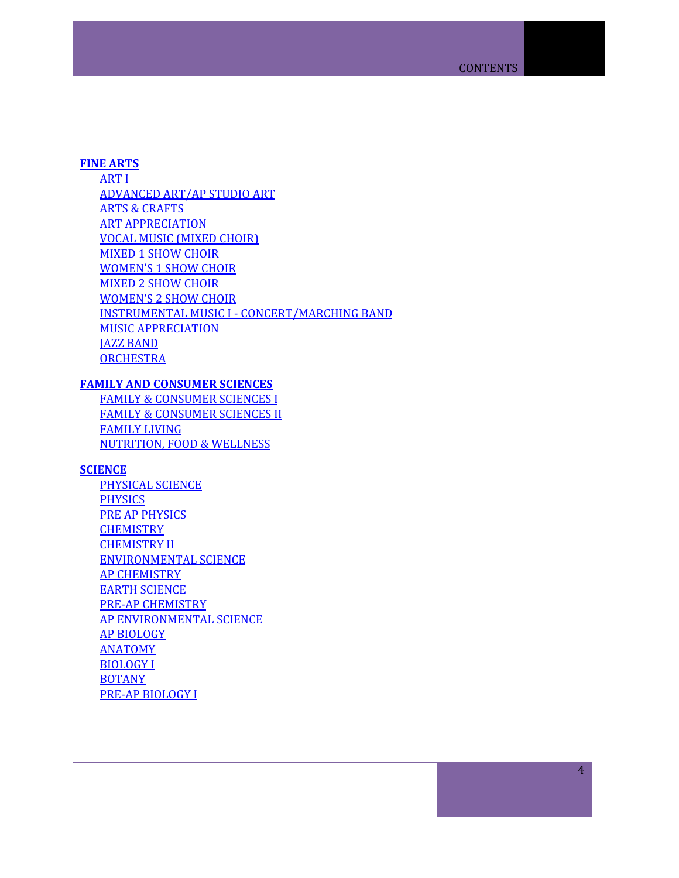**FINE ARTS**

- ART I
- ADVANCED ART/AP STUDIO ART
- ARTS & CRAFTS
- ART APPRECIATION
- VOCAL MUSIC (MIXED CHOIR)
- MIXED 1 SHOW CHOIR
- WOMEN'S 1 SHOW CHOIR
- MIXED 2 SHOW CHOIR
- WOMEN'S 2 SHOW CHOIR
- INSTRUMENTAL MUSIC I - CONCERT/MARCHING BAND
- MUSIC APPRECIATION
- JAZZ BAND
- ORCHESTRA

**FAMILY AND CONSUMER SCIENCES**

- FAMILY & CONSUMER SCIENCES I
- FAMILY & CONSUMER SCIENCES II
- FAMILY LIVING
- NUTRITION, FOOD & WELLNESS

**SCIENCE**

- PHYSICAL SCIENCE
- PHYSICS
- PRE AP PHYSICS
- CHEMISTRY
- CHEMISTRY II
- ENVIRONMENTAL SCIENCE
- AP CHEMISTRY
- EARTH SCIENCE
- PRE-AP CHEMISTRY
- AP ENVIRONMENTAL SCIENCE
- AP BIOLOGY
- ANATOMY
- BIOLOGY I
- BOTANY
- PRE-AP BIOLOGY I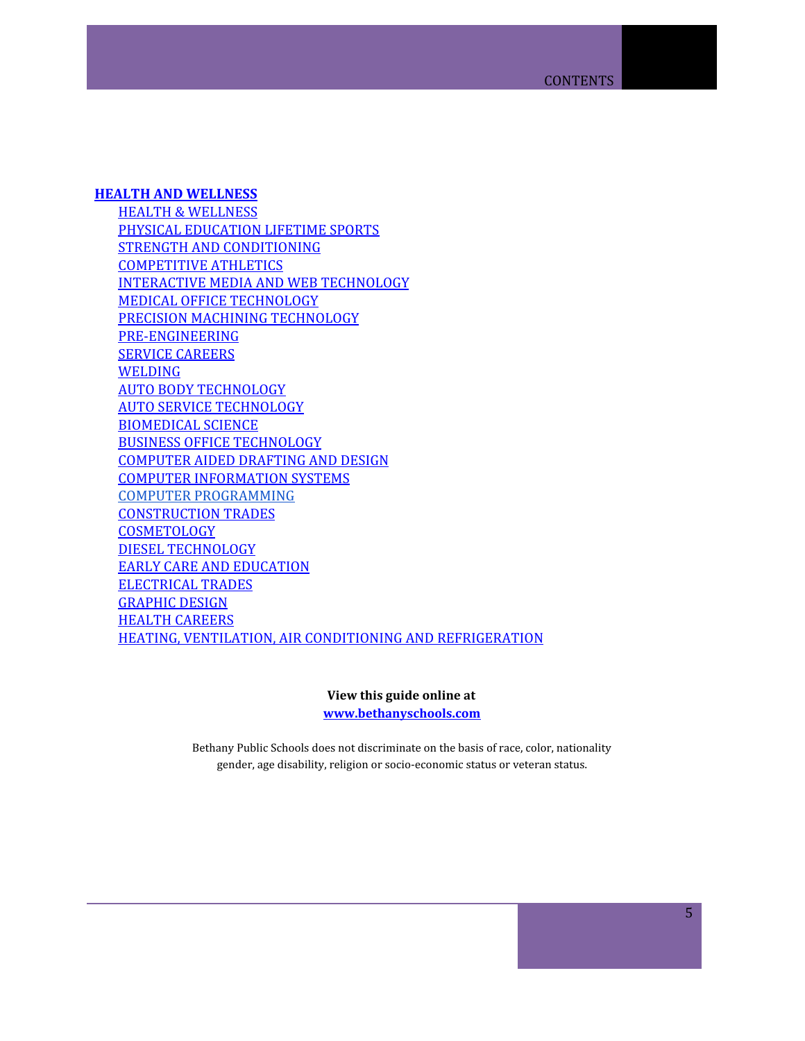**HEALTH AND WELLNESS**

- HEALTH & WELLNESS
- PHYSICAL EDUCATION LIFETIME SPORTS
- STRENGTH AND CONDITIONING
- COMPETITIVE ATHLETICS
- INTERACTIVE MEDIA AND WEB TECHNOLOGY
- MEDICAL OFFICE TECHNOLOGY
- PRECISION MACHINING TECHNOLOGY
- PRE-ENGINEERING
- SERVICE CAREERS
- WELDING
- AUTO BODY TECHNOLOGY
- AUTO SERVICE TECHNOLOGY
- BIOMEDICAL SCIENCE
- BUSINESS OFFICE TECHNOLOGY
- COMPUTER AIDED DRAFTING AND DESIGN
- COMPUTER INFORMATION SYSTEMS
- COMPUTER PROGRAMMING
- CONSTRUCTION TRADES
- COSMETOLOGY
- DIESEL TECHNOLOGY
- EARLY CARE AND EDUCATION
- ELECTRICAL TRADES
- GRAPHIC DESIGN
- HEALTH CAREERS
- HEATING, VENTILATION, AIR CONDITIONING AND REFRIGERATION

**View this guide online at**
**www.bethanyschools.com**

Bethany Public Schools does not discriminate on the basis of race, color, nationality gender, age disability, religion or socio-economic status or veteran status.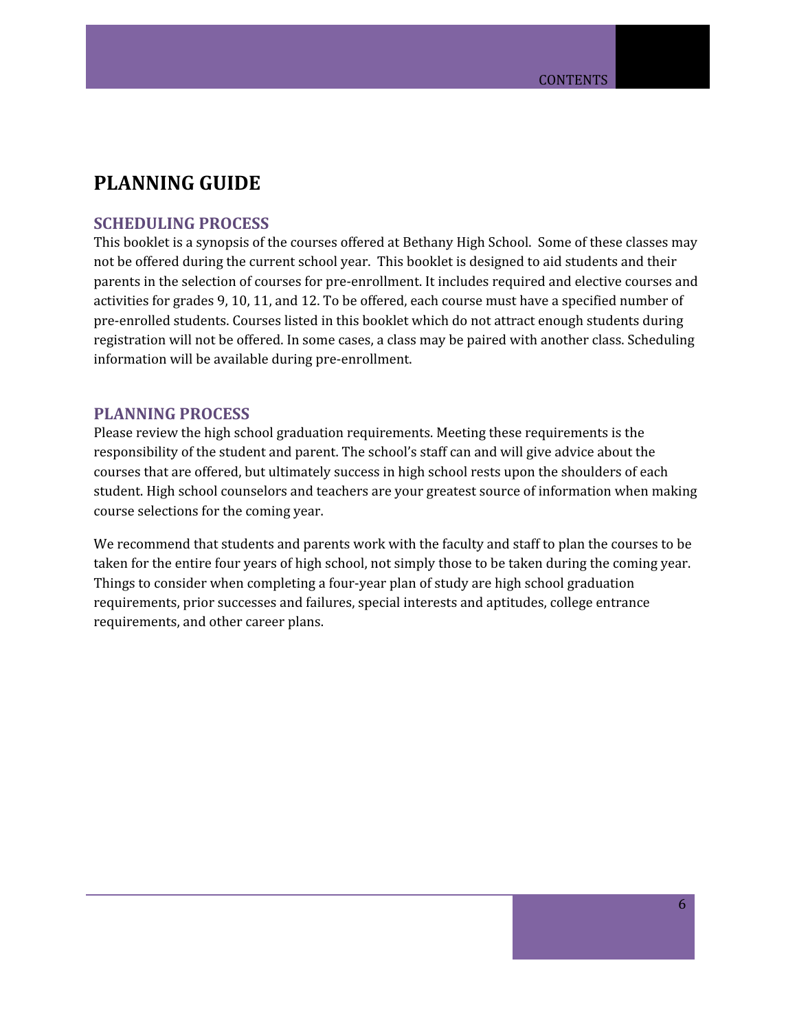# PLANNING GUIDE

## SCHEDULING PROCESS

This booklet is a synopsis of the courses offered at Bethany High School. Some of these classes may not be offered during the current school year. This booklet is designed to aid students and their parents in the selection of courses for pre-enrollment. It includes required and elective courses and activities for grades 9, 10, 11, and 12. To be offered, each course must have a specified number of pre-enrolled students. Courses listed in this booklet which do not attract enough students during registration will not be offered. In some cases, a class may be paired with another class. Scheduling information will be available during pre-enrollment.

## PLANNING PROCESS

Please review the high school graduation requirements. Meeting these requirements is the responsibility of the student and parent. The school's staff can and will give advice about the courses that are offered, but ultimately success in high school rests upon the shoulders of each student. High school counselors and teachers are your greatest source of information when making course selections for the coming year.

We recommend that students and parents work with the faculty and staff to plan the courses to be taken for the entire four years of high school, not simply those to be taken during the coming year. Things to consider when completing a four-year plan of study are high school graduation requirements, prior successes and failures, special interests and aptitudes, college entrance requirements, and other career plans.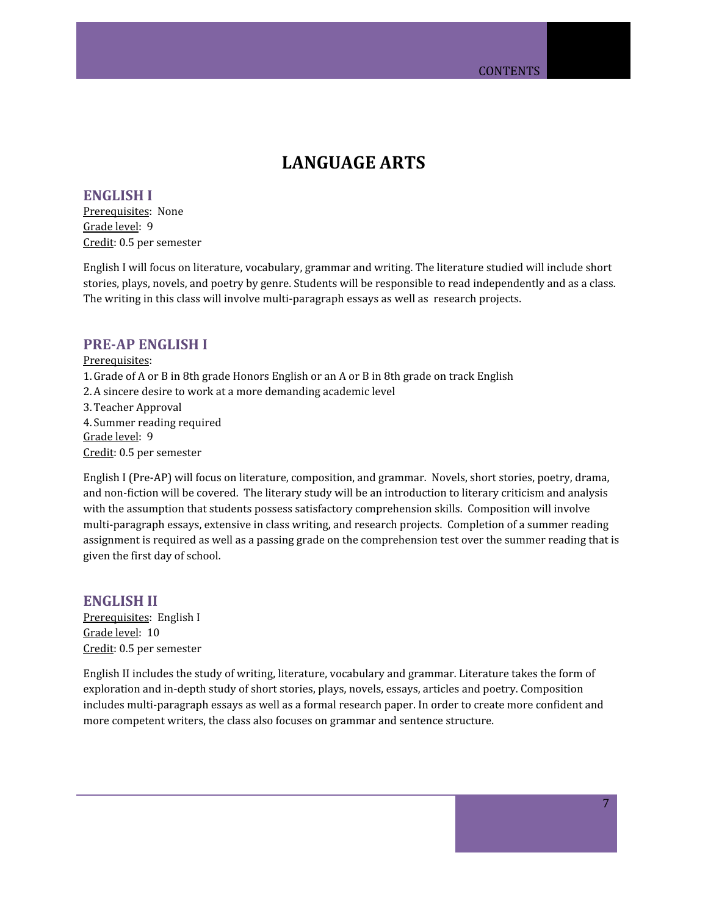# LANGUAGE ARTS

## ENGLISH I

Prerequisites: None
Grade level: 9
Credit: 0.5 per semester

English I will focus on literature, vocabulary, grammar and writing. The literature studied will include short stories, plays, novels, and poetry by genre. Students will be responsible to read independently and as a class. The writing in this class will involve multi-paragraph essays as well as research projects.

## PRE-AP ENGLISH I

Prerequisites:

1. Grade of A or B in 8th grade Honors English or an A or B in 8th grade on track English
2. A sincere desire to work at a more demanding academic level
3. Teacher Approval
4. Summer reading required

Grade level: 9
Credit: 0.5 per semester

English I (Pre-AP) will focus on literature, composition, and grammar. Novels, short stories, poetry, drama, and non-fiction will be covered. The literary study will be an introduction to literary criticism and analysis with the assumption that students possess satisfactory comprehension skills. Composition will involve multi-paragraph essays, extensive in class writing, and research projects. Completion of a summer reading assignment is required as well as a passing grade on the comprehension test over the summer reading that is given the first day of school.

## ENGLISH II

Prerequisites: English I
Grade level: 10
Credit: 0.5 per semester

English II includes the study of writing, literature, vocabulary and grammar. Literature takes the form of exploration and in-depth study of short stories, plays, novels, essays, articles and poetry. Composition includes multi-paragraph essays as well as a formal research paper. In order to create more confident and more competent writers, the class also focuses on grammar and sentence structure.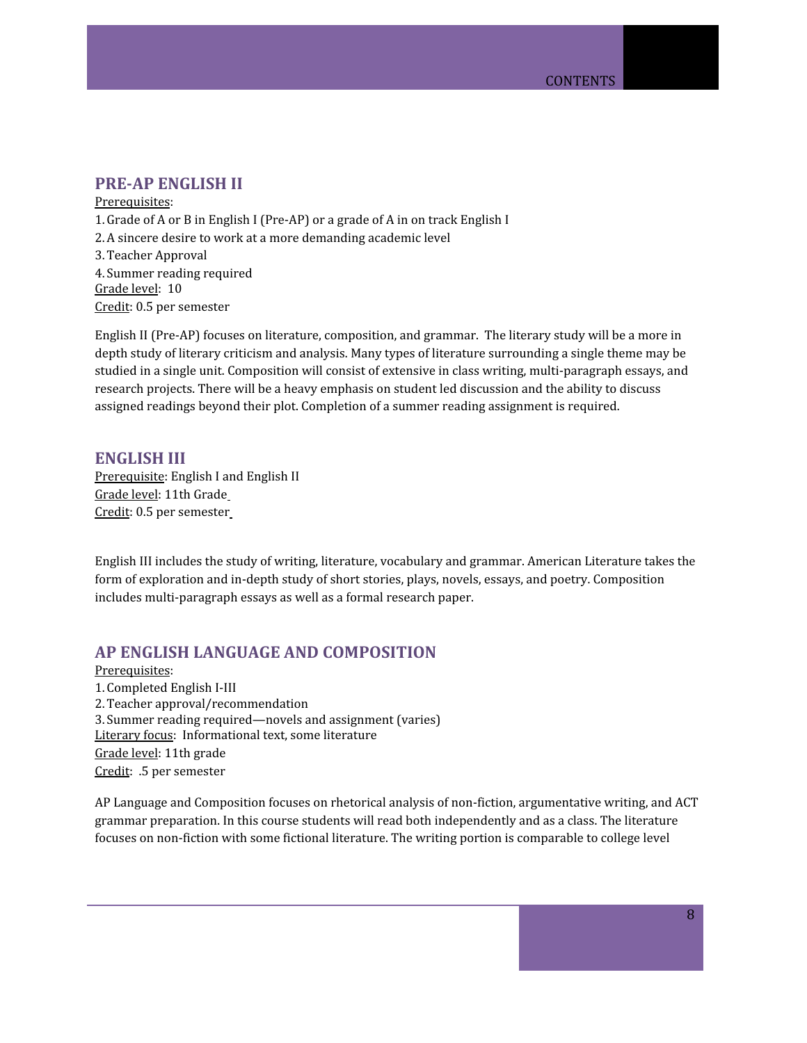## PRE-AP ENGLISH II

Prerequisites:

1. Grade of A or B in English I (Pre-AP) or a grade of A in on track English I
2. A sincere desire to work at a more demanding academic level
3. Teacher Approval
4. Summer reading required

Grade level: 10

Credit: 0.5 per semester

English II (Pre-AP) focuses on literature, composition, and grammar. The literary study will be a more in depth study of literary criticism and analysis. Many types of literature surrounding a single theme may be studied in a single unit. Composition will consist of extensive in class writing, multi-paragraph essays, and research projects. There will be a heavy emphasis on student led discussion and the ability to discuss assigned readings beyond their plot. Completion of a summer reading assignment is required.

## ENGLISH III

Prerequisite: English I and English II

Grade level: 11th Grade

Credit: 0.5 per semester

English III includes the study of writing, literature, vocabulary and grammar. American Literature takes the form of exploration and in-depth study of short stories, plays, novels, essays, and poetry. Composition includes multi-paragraph essays as well as a formal research paper.

## AP ENGLISH LANGUAGE AND COMPOSITION

Prerequisites:

1. Completed English I-III
2. Teacher approval/recommendation
3. Summer reading required—novels and assignment (varies)

Literary focus: Informational text, some literature

Grade level: 11th grade

Credit: .5 per semester

AP Language and Composition focuses on rhetorical analysis of non-fiction, argumentative writing, and ACT grammar preparation. In this course students will read both independently and as a class. The literature focuses on non-fiction with some fictional literature. The writing portion is comparable to college level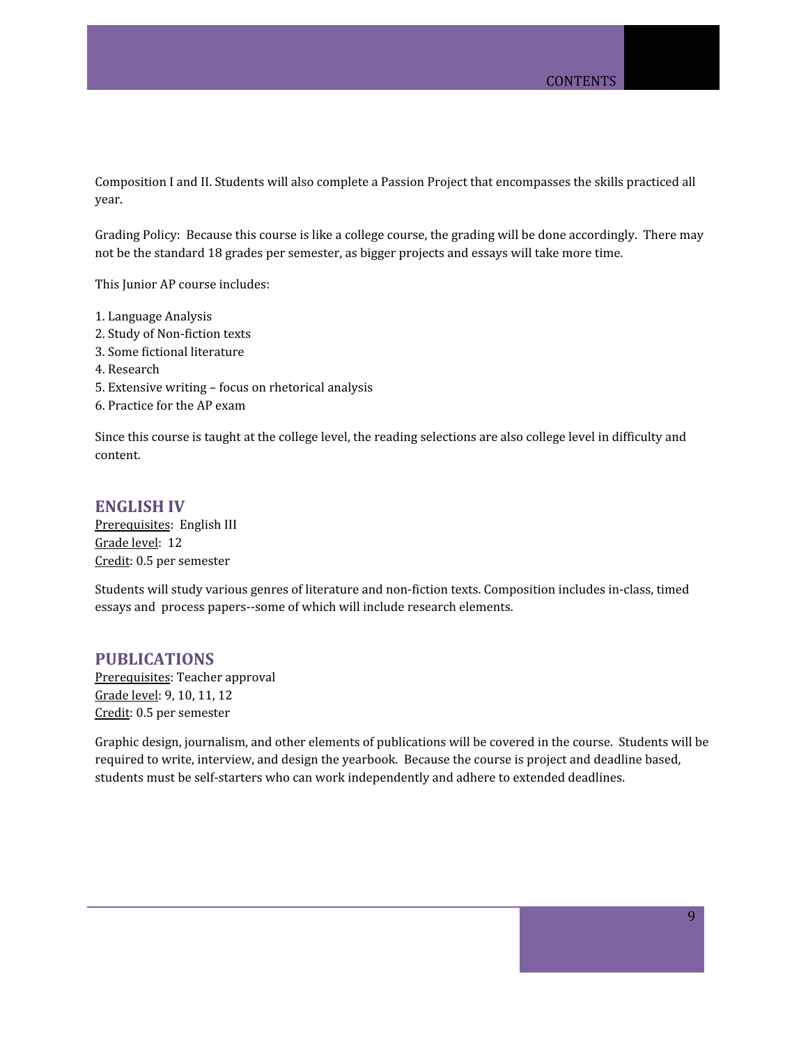Composition I and II. Students will also complete a Passion Project that encompasses the skills practiced all year.

Grading Policy: Because this course is like a college course, the grading will be done accordingly. There may not be the standard 18 grades per semester, as bigger projects and essays will take more time.

This Junior AP course includes:

1. Language Analysis
2. Study of Non-fiction texts
3. Some fictional literature
4. Research
5. Extensive writing – focus on rhetorical analysis
6. Practice for the AP exam

Since this course is taught at the college level, the reading selections are also college level in difficulty and content.

## ENGLISH IV

Prerequisites: English III
Grade level: 12
Credit: 0.5 per semester

Students will study various genres of literature and non-fiction texts. Composition includes in-class, timed essays and process papers--some of which will include research elements.

## PUBLICATIONS

Prerequisites: Teacher approval
Grade level: 9, 10, 11, 12
Credit: 0.5 per semester

Graphic design, journalism, and other elements of publications will be covered in the course. Students will be required to write, interview, and design the yearbook. Because the course is project and deadline based, students must be self-starters who can work independently and adhere to extended deadlines.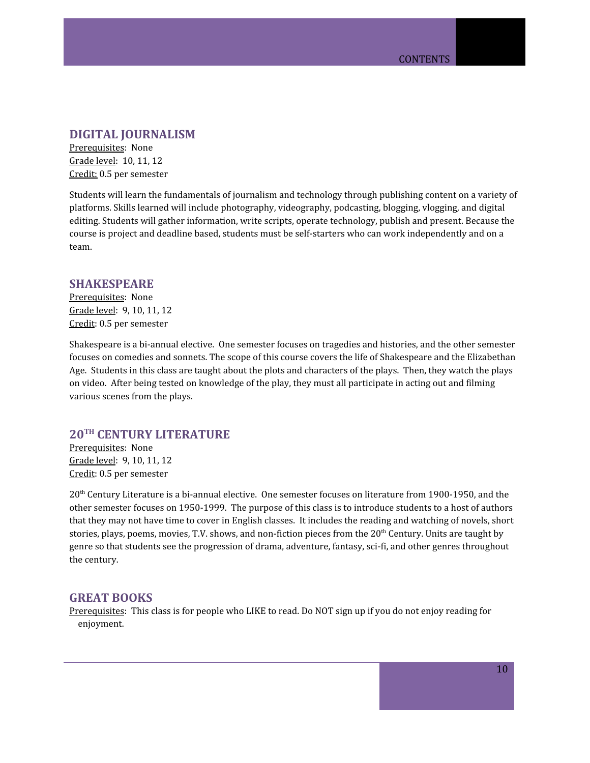## DIGITAL JOURNALISM

Prerequisites: None
Grade level: 10, 11, 12
Credit: 0.5 per semester

Students will learn the fundamentals of journalism and technology through publishing content on a variety of platforms. Skills learned will include photography, videography, podcasting, blogging, vlogging, and digital editing. Students will gather information, write scripts, operate technology, publish and present. Because the course is project and deadline based, students must be self-starters who can work independently and on a team.

## SHAKESPEARE

Prerequisites: None
Grade level: 9, 10, 11, 12
Credit: 0.5 per semester

Shakespeare is a bi-annual elective. One semester focuses on tragedies and histories, and the other semester focuses on comedies and sonnets. The scope of this course covers the life of Shakespeare and the Elizabethan Age. Students in this class are taught about the plots and characters of the plays. Then, they watch the plays on video. After being tested on knowledge of the play, they must all participate in acting out and filming various scenes from the plays.

## 20TH CENTURY LITERATURE

Prerequisites: None
Grade level: 9, 10, 11, 12
Credit: 0.5 per semester

20th Century Literature is a bi-annual elective. One semester focuses on literature from 1900-1950, and the other semester focuses on 1950-1999. The purpose of this class is to introduce students to a host of authors that they may not have time to cover in English classes. It includes the reading and watching of novels, short stories, plays, poems, movies, T.V. shows, and non-fiction pieces from the 20th Century. Units are taught by genre so that students see the progression of drama, adventure, fantasy, sci-fi, and other genres throughout the century.

## GREAT BOOKS

Prerequisites: This class is for people who LIKE to read. Do NOT sign up if you do not enjoy reading for enjoyment.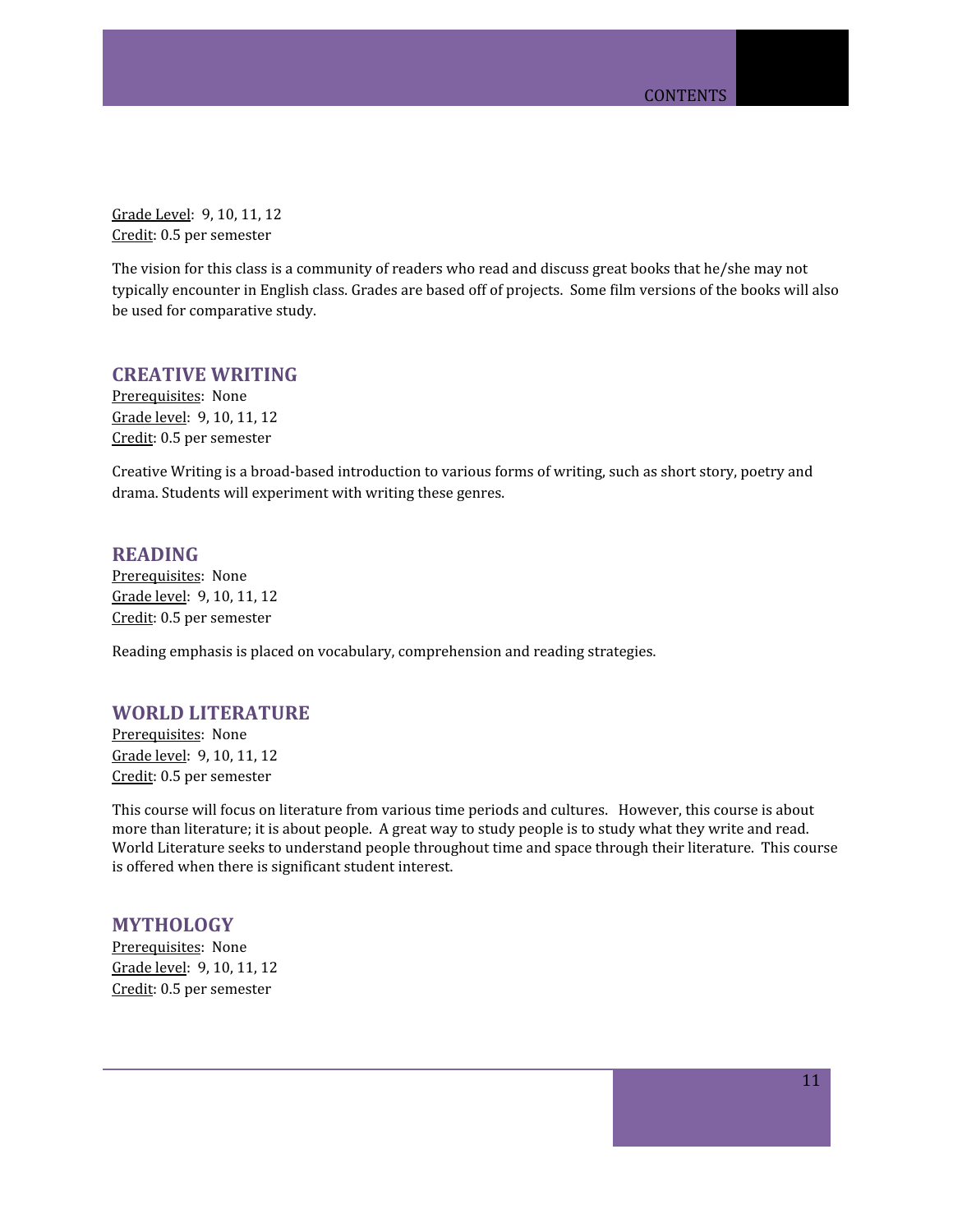Grade Level: 9, 10, 11, 12
Credit: 0.5 per semester

The vision for this class is a community of readers who read and discuss great books that he/she may not typically encounter in English class. Grades are based off of projects. Some film versions of the books will also be used for comparative study.

## CREATIVE WRITING

Prerequisites: None
Grade level: 9, 10, 11, 12
Credit: 0.5 per semester

Creative Writing is a broad-based introduction to various forms of writing, such as short story, poetry and drama. Students will experiment with writing these genres.

## READING

Prerequisites: None
Grade level: 9, 10, 11, 12
Credit: 0.5 per semester

Reading emphasis is placed on vocabulary, comprehension and reading strategies.

## WORLD LITERATURE

Prerequisites: None
Grade level: 9, 10, 11, 12
Credit: 0.5 per semester

This course will focus on literature from various time periods and cultures. However, this course is about more than literature; it is about people. A great way to study people is to study what they write and read. World Literature seeks to understand people throughout time and space through their literature. This course is offered when there is significant student interest.

## MYTHOLOGY

Prerequisites: None
Grade level: 9, 10, 11, 12
Credit: 0.5 per semester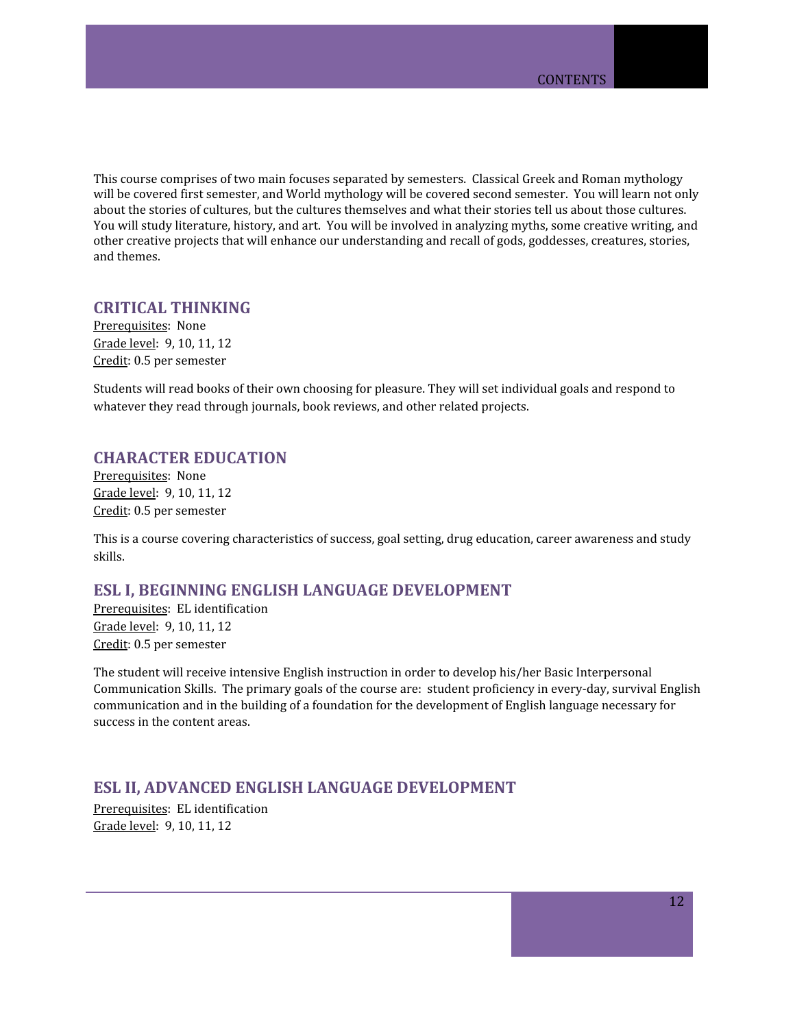This course comprises of two main focuses separated by semesters. Classical Greek and Roman mythology will be covered first semester, and World mythology will be covered second semester. You will learn not only about the stories of cultures, but the cultures themselves and what their stories tell us about those cultures. You will study literature, history, and art. You will be involved in analyzing myths, some creative writing, and other creative projects that will enhance our understanding and recall of gods, goddesses, creatures, stories, and themes.

## CRITICAL THINKING

Prerequisites: None
Grade level: 9, 10, 11, 12
Credit: 0.5 per semester

Students will read books of their own choosing for pleasure. They will set individual goals and respond to whatever they read through journals, book reviews, and other related projects.

## CHARACTER EDUCATION

Prerequisites: None
Grade level: 9, 10, 11, 12
Credit: 0.5 per semester

This is a course covering characteristics of success, goal setting, drug education, career awareness and study skills.

## ESL I, BEGINNING ENGLISH LANGUAGE DEVELOPMENT

Prerequisites: EL identification
Grade level: 9, 10, 11, 12
Credit: 0.5 per semester

The student will receive intensive English instruction in order to develop his/her Basic Interpersonal Communication Skills. The primary goals of the course are: student proficiency in every-day, survival English communication and in the building of a foundation for the development of English language necessary for success in the content areas.

## ESL II, ADVANCED ENGLISH LANGUAGE DEVELOPMENT

Prerequisites: EL identification
Grade level: 9, 10, 11, 12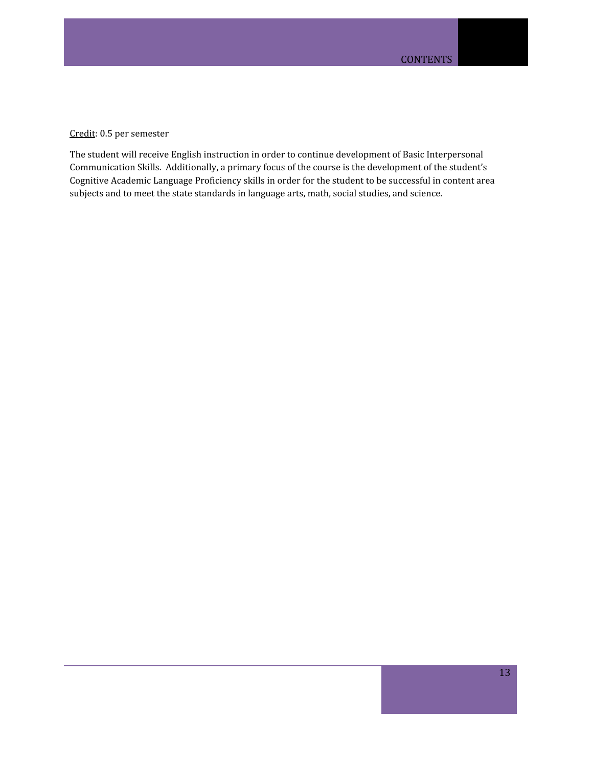<u>Credit</u>: 0.5 per semester

The student will receive English instruction in order to continue development of Basic Interpersonal Communication Skills. Additionally, a primary focus of the course is the development of the student's Cognitive Academic Language Proficiency skills in order for the student to be successful in content area subjects and to meet the state standards in language arts, math, social studies, and science.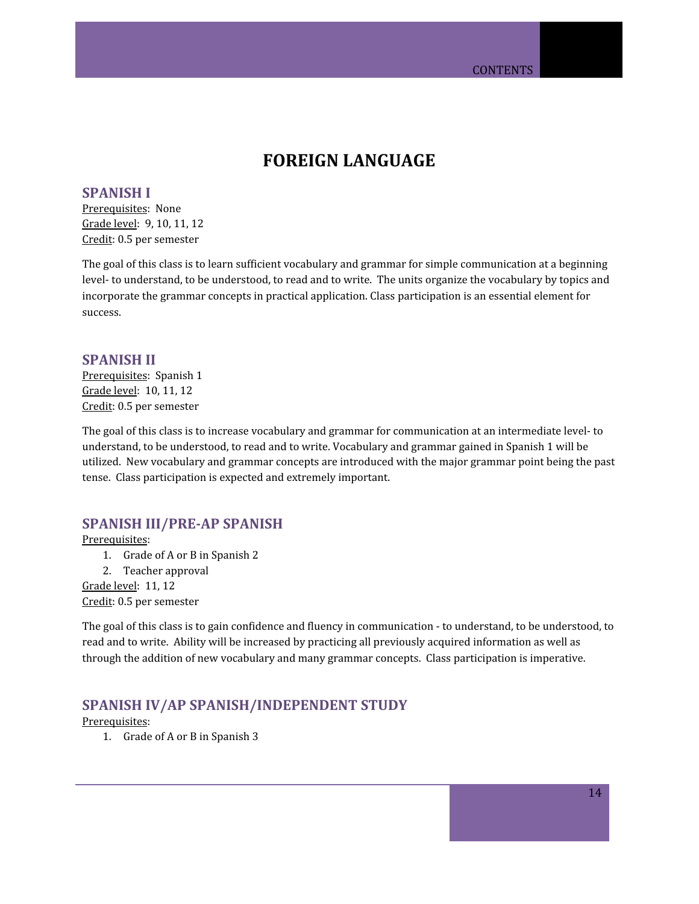# FOREIGN LANGUAGE

## SPANISH I

Prerequisites: None
Grade level: 9, 10, 11, 12
Credit: 0.5 per semester

The goal of this class is to learn sufficient vocabulary and grammar for simple communication at a beginning level- to understand, to be understood, to read and to write. The units organize the vocabulary by topics and incorporate the grammar concepts in practical application. Class participation is an essential element for success.

## SPANISH II

Prerequisites: Spanish 1
Grade level: 10, 11, 12
Credit: 0.5 per semester

The goal of this class is to increase vocabulary and grammar for communication at an intermediate level- to understand, to be understood, to read and to write. Vocabulary and grammar gained in Spanish 1 will be utilized. New vocabulary and grammar concepts are introduced with the major grammar point being the past tense. Class participation is expected and extremely important.

## SPANISH III/PRE-AP SPANISH

Prerequisites:

1. Grade of A or B in Spanish 2
2. Teacher approval

Grade level: 11, 12
Credit: 0.5 per semester

The goal of this class is to gain confidence and fluency in communication - to understand, to be understood, to read and to write. Ability will be increased by practicing all previously acquired information as well as through the addition of new vocabulary and many grammar concepts. Class participation is imperative.

## SPANISH IV/AP SPANISH/INDEPENDENT STUDY

Prerequisites:

1. Grade of A or B in Spanish 3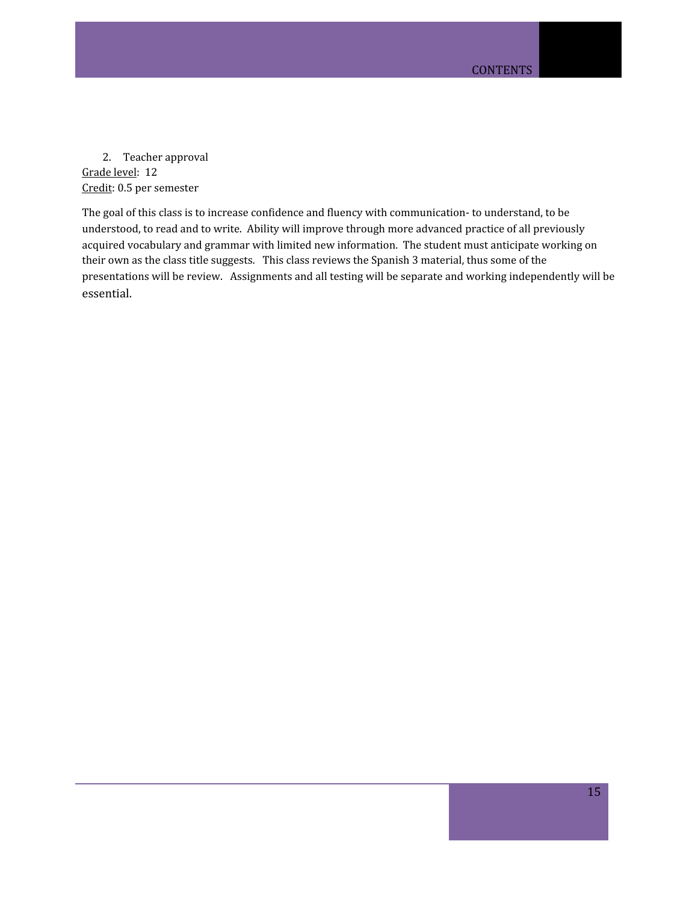2. Teacher approval

Grade level: 12
Credit: 0.5 per semester

The goal of this class is to increase confidence and fluency with communication- to understand, to be understood, to read and to write. Ability will improve through more advanced practice of all previously acquired vocabulary and grammar with limited new information. The student must anticipate working on their own as the class title suggests. This class reviews the Spanish 3 material, thus some of the presentations will be review. Assignments and all testing will be separate and working independently will be essential.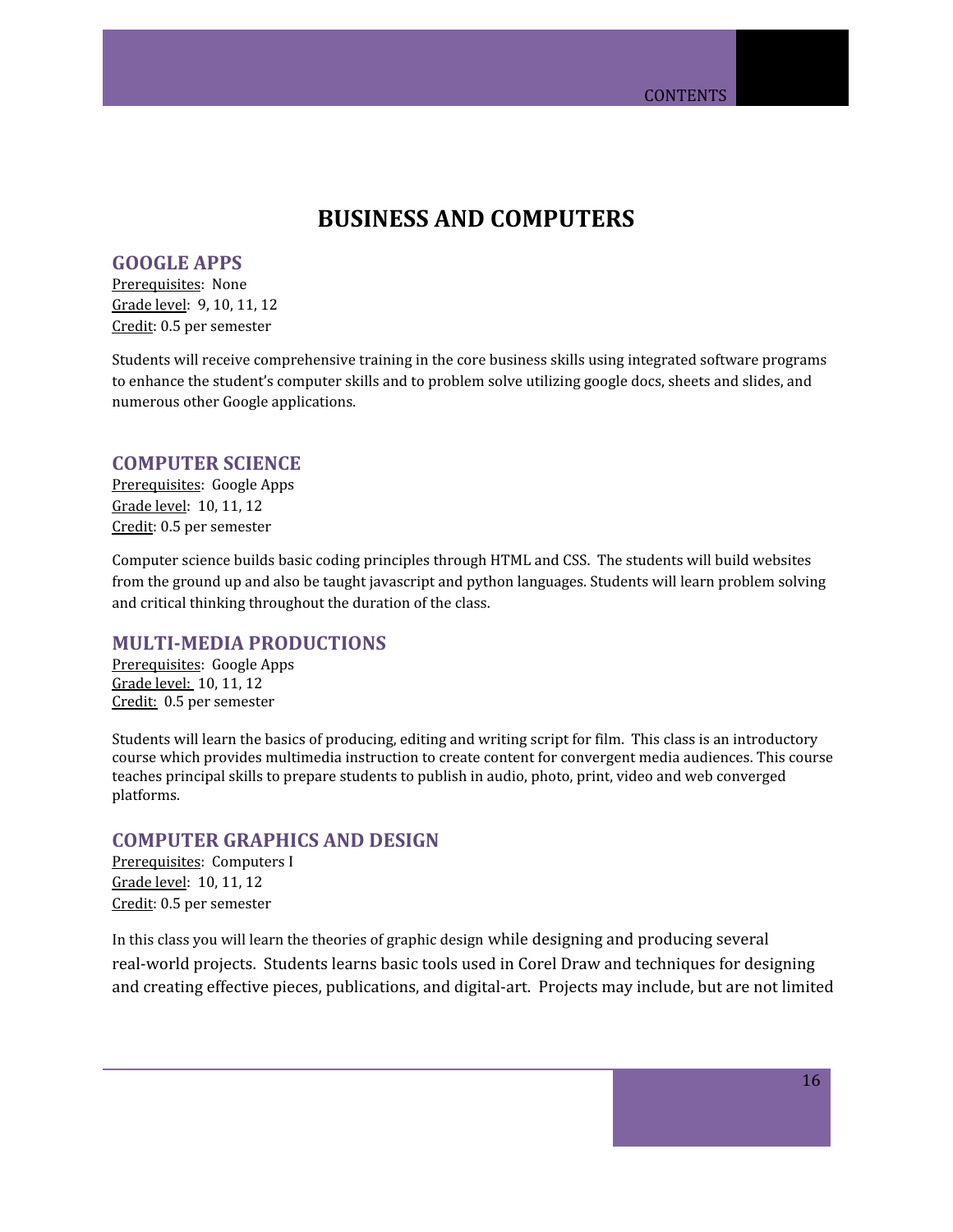# BUSINESS AND COMPUTERS

## GOOGLE APPS

Prerequisites: None
Grade level: 9, 10, 11, 12
Credit: 0.5 per semester

Students will receive comprehensive training in the core business skills using integrated software programs to enhance the student's computer skills and to problem solve utilizing google docs, sheets and slides, and numerous other Google applications.

## COMPUTER SCIENCE

Prerequisites: Google Apps
Grade level: 10, 11, 12
Credit: 0.5 per semester

Computer science builds basic coding principles through HTML and CSS. The students will build websites from the ground up and also be taught javascript and python languages. Students will learn problem solving and critical thinking throughout the duration of the class.

## MULTI-MEDIA PRODUCTIONS

Prerequisites: Google Apps
Grade level: 10, 11, 12
Credit: 0.5 per semester

Students will learn the basics of producing, editing and writing script for film. This class is an introductory course which provides multimedia instruction to create content for convergent media audiences. This course teaches principal skills to prepare students to publish in audio, photo, print, video and web converged platforms.

## COMPUTER GRAPHICS AND DESIGN

Prerequisites: Computers I
Grade level: 10, 11, 12
Credit: 0.5 per semester

In this class you will learn the theories of graphic design while designing and producing several real-world projects. Students learns basic tools used in Corel Draw and techniques for designing and creating effective pieces, publications, and digital-art. Projects may include, but are not limited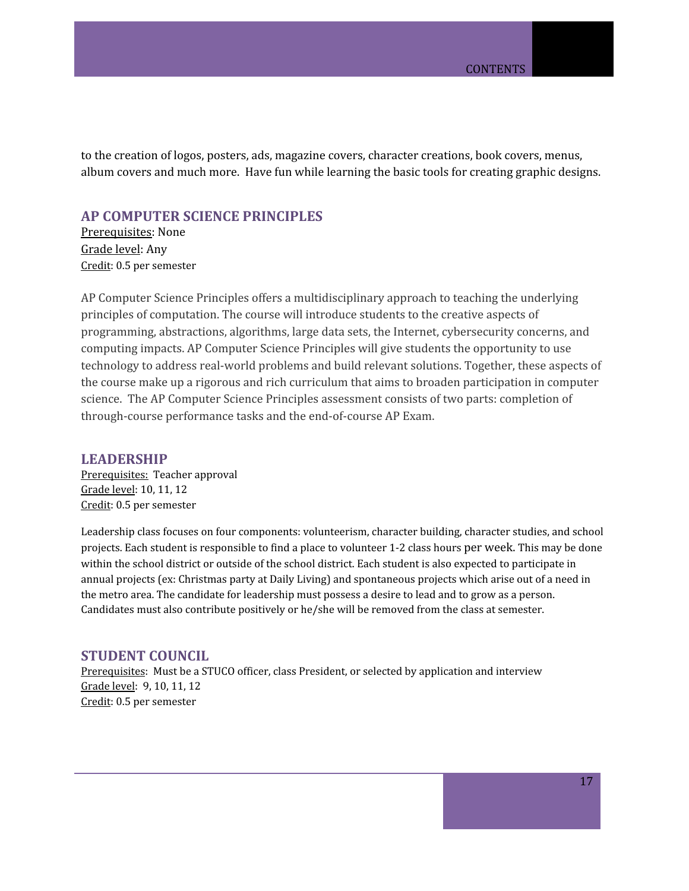to the creation of logos, posters, ads, magazine covers, character creations, book covers, menus, album covers and much more.  Have fun while learning the basic tools for creating graphic designs.

## AP COMPUTER SCIENCE PRINCIPLES

Prerequisites: None
Grade level: Any
Credit: 0.5 per semester

AP Computer Science Principles offers a multidisciplinary approach to teaching the underlying principles of computation. The course will introduce students to the creative aspects of programming, abstractions, algorithms, large data sets, the Internet, cybersecurity concerns, and computing impacts. AP Computer Science Principles will give students the opportunity to use technology to address real-world problems and build relevant solutions. Together, these aspects of the course make up a rigorous and rich curriculum that aims to broaden participation in computer science.  The AP Computer Science Principles assessment consists of two parts: completion of through-course performance tasks and the end-of-course AP Exam.

## LEADERSHIP

Prerequisites:  Teacher approval
Grade level: 10, 11, 12
Credit: 0.5 per semester

Leadership class focuses on four components: volunteerism, character building, character studies, and school projects. Each student is responsible to find a place to volunteer 1-2 class hours per week. This may be done within the school district or outside of the school district. Each student is also expected to participate in annual projects (ex: Christmas party at Daily Living) and spontaneous projects which arise out of a need in the metro area. The candidate for leadership must possess a desire to lead and to grow as a person. Candidates must also contribute positively or he/she will be removed from the class at semester.

## STUDENT COUNCIL

Prerequisites:  Must be a STUCO officer, class President, or selected by application and interview
Grade level:  9, 10, 11, 12
Credit: 0.5 per semester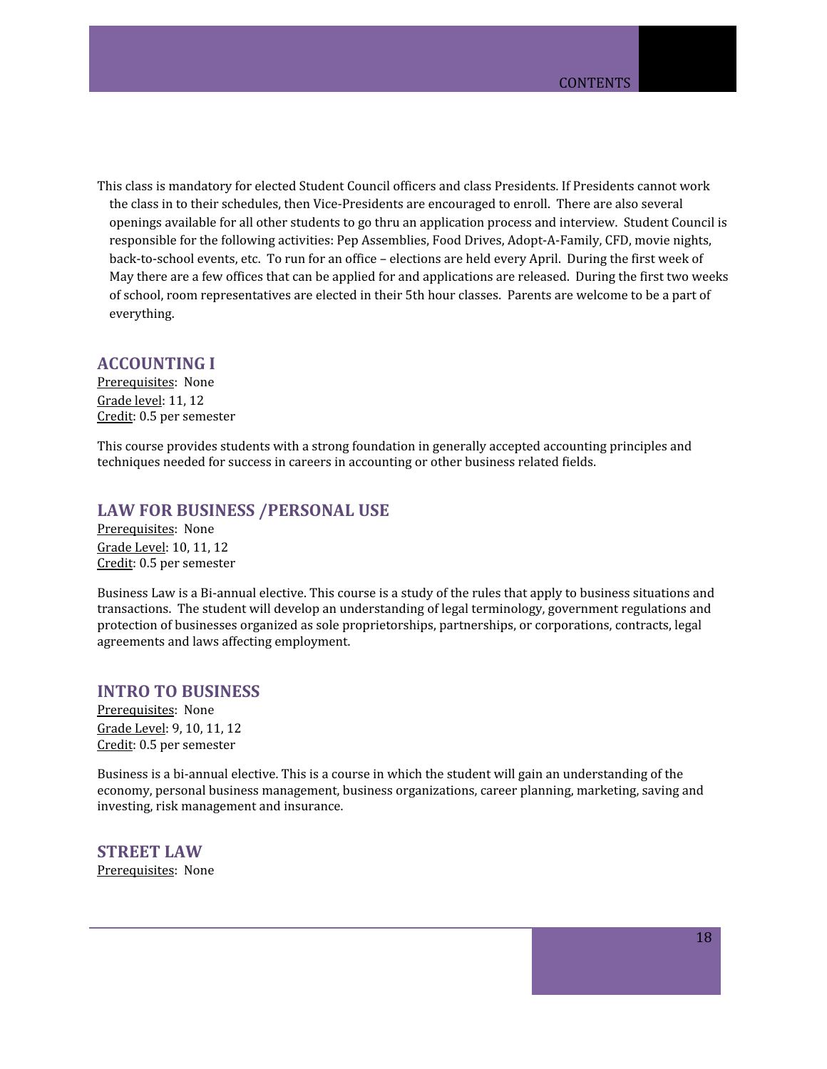This class is mandatory for elected Student Council officers and class Presidents. If Presidents cannot work the class in to their schedules, then Vice-Presidents are encouraged to enroll. There are also several openings available for all other students to go thru an application process and interview. Student Council is responsible for the following activities: Pep Assemblies, Food Drives, Adopt-A-Family, CFD, movie nights, back-to-school events, etc. To run for an office – elections are held every April. During the first week of May there are a few offices that can be applied for and applications are released. During the first two weeks of school, room representatives are elected in their 5th hour classes. Parents are welcome to be a part of everything.

### ACCOUNTING I

Prerequisites: None
Grade level: 11, 12
Credit: 0.5 per semester

This course provides students with a strong foundation in generally accepted accounting principles and techniques needed for success in careers in accounting or other business related fields.

### LAW FOR BUSINESS /PERSONAL USE

Prerequisites: None
Grade Level: 10, 11, 12
Credit: 0.5 per semester

Business Law is a Bi-annual elective. This course is a study of the rules that apply to business situations and transactions. The student will develop an understanding of legal terminology, government regulations and protection of businesses organized as sole proprietorships, partnerships, or corporations, contracts, legal agreements and laws affecting employment.

### INTRO TO BUSINESS

Prerequisites: None
Grade Level: 9, 10, 11, 12
Credit: 0.5 per semester

Business is a bi-annual elective. This is a course in which the student will gain an understanding of the economy, personal business management, business organizations, career planning, marketing, saving and investing, risk management and insurance.

### STREET LAW

Prerequisites: None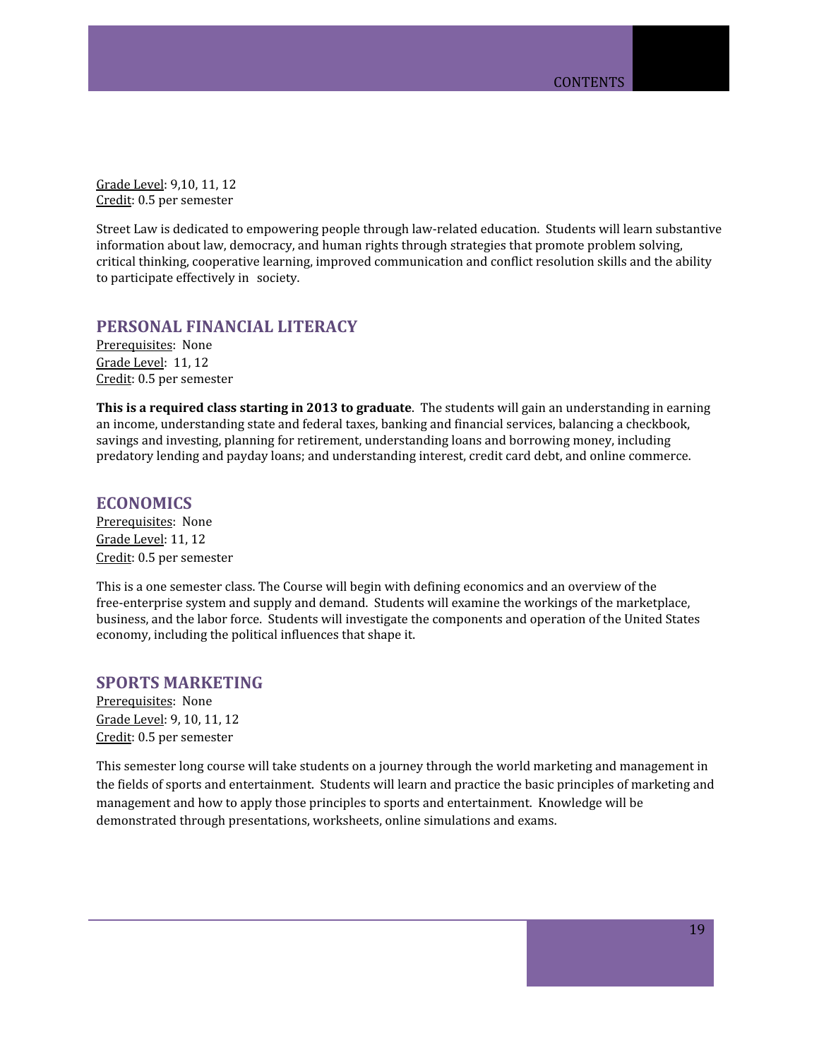<u>Grade Level</u>: 9,10, 11, 12
<u>Credit</u>: 0.5 per semester

Street Law is dedicated to empowering people through law-related education. Students will learn substantive information about law, democracy, and human rights through strategies that promote problem solving, critical thinking, cooperative learning, improved communication and conflict resolution skills and the ability to participate effectively in society.

## PERSONAL FINANCIAL LITERACY

<u>Prerequisites</u>: None
<u>Grade Level</u>: 11, 12
<u>Credit</u>: 0.5 per semester

**This is a required class starting in 2013 to graduate**. The students will gain an understanding in earning an income, understanding state and federal taxes, banking and financial services, balancing a checkbook, savings and investing, planning for retirement, understanding loans and borrowing money, including predatory lending and payday loans; and understanding interest, credit card debt, and online commerce.

## ECONOMICS

<u>Prerequisites</u>: None
<u>Grade Level</u>: 11, 12
<u>Credit</u>: 0.5 per semester

This is a one semester class. The Course will begin with defining economics and an overview of the free-enterprise system and supply and demand. Students will examine the workings of the marketplace, business, and the labor force. Students will investigate the components and operation of the United States economy, including the political influences that shape it.

## SPORTS MARKETING

<u>Prerequisites</u>: None
<u>Grade Level</u>: 9, 10, 11, 12
<u>Credit</u>: 0.5 per semester

This semester long course will take students on a journey through the world marketing and management in the fields of sports and entertainment. Students will learn and practice the basic principles of marketing and management and how to apply those principles to sports and entertainment. Knowledge will be demonstrated through presentations, worksheets, online simulations and exams.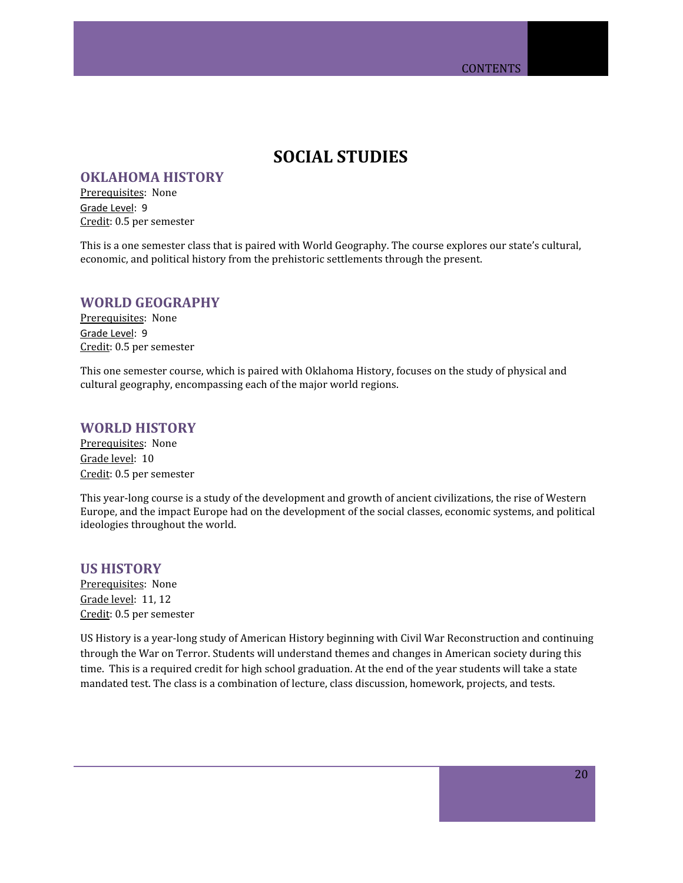# SOCIAL STUDIES

## OKLAHOMA HISTORY

Prerequisites: None
Grade Level: 9
Credit: 0.5 per semester

This is a one semester class that is paired with World Geography. The course explores our state's cultural, economic, and political history from the prehistoric settlements through the present.

## WORLD GEOGRAPHY

Prerequisites: None
Grade Level: 9
Credit: 0.5 per semester

This one semester course, which is paired with Oklahoma History, focuses on the study of physical and cultural geography, encompassing each of the major world regions.

## WORLD HISTORY

Prerequisites: None
Grade level: 10
Credit: 0.5 per semester

This year-long course is a study of the development and growth of ancient civilizations, the rise of Western Europe, and the impact Europe had on the development of the social classes, economic systems, and political ideologies throughout the world.

## US HISTORY

Prerequisites: None
Grade level: 11, 12
Credit: 0.5 per semester

US History is a year-long study of American History beginning with Civil War Reconstruction and continuing through the War on Terror. Students will understand themes and changes in American society during this time. This is a required credit for high school graduation. At the end of the year students will take a state mandated test. The class is a combination of lecture, class discussion, homework, projects, and tests.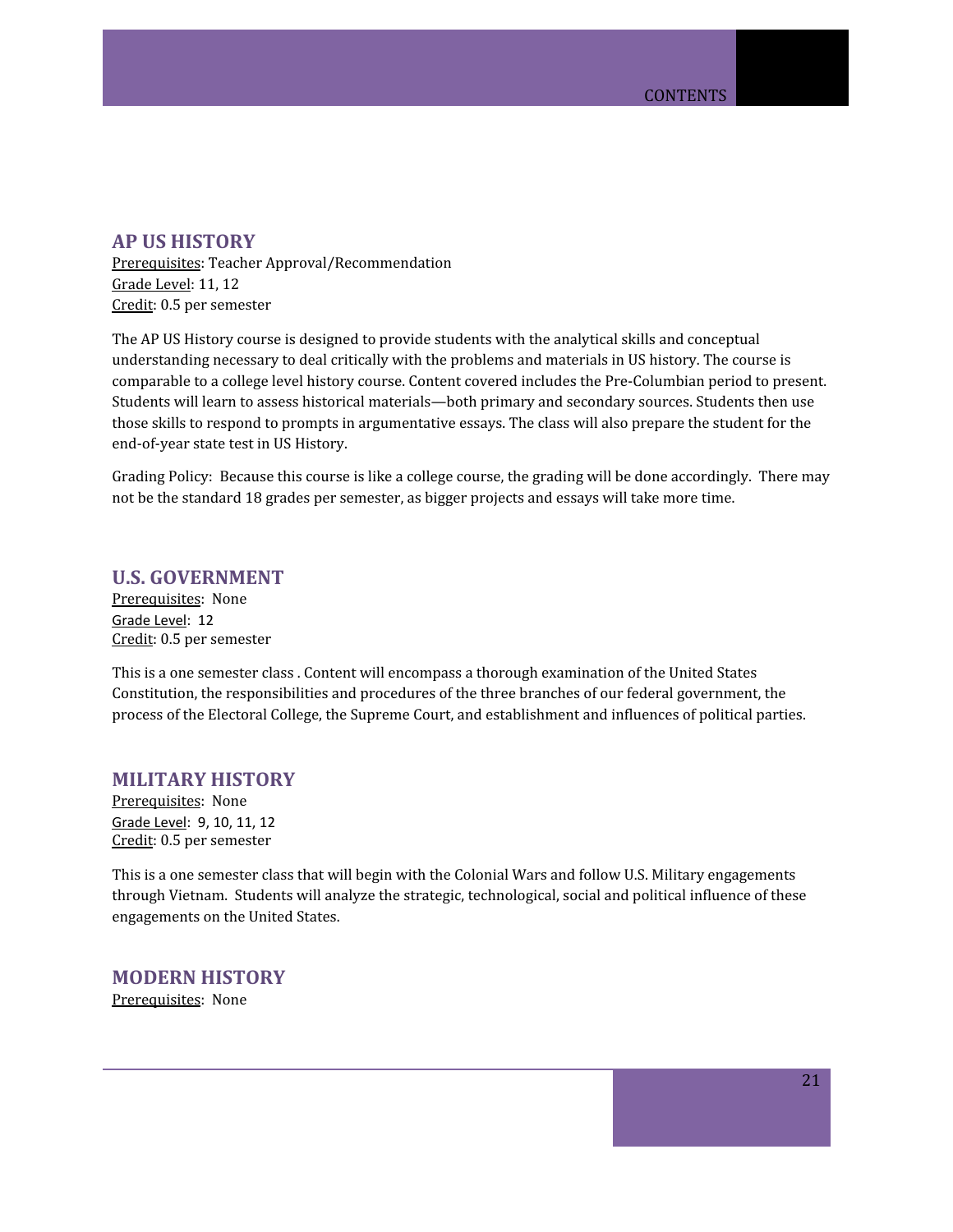## AP US HISTORY

Prerequisites: Teacher Approval/Recommendation
Grade Level: 11, 12
Credit: 0.5 per semester

The AP US History course is designed to provide students with the analytical skills and conceptual understanding necessary to deal critically with the problems and materials in US history. The course is comparable to a college level history course. Content covered includes the Pre-Columbian period to present. Students will learn to assess historical materials—both primary and secondary sources. Students then use those skills to respond to prompts in argumentative essays. The class will also prepare the student for the end-of-year state test in US History.

Grading Policy: Because this course is like a college course, the grading will be done accordingly. There may not be the standard 18 grades per semester, as bigger projects and essays will take more time.

## U.S. GOVERNMENT

Prerequisites: None
Grade Level: 12
Credit: 0.5 per semester

This is a one semester class . Content will encompass a thorough examination of the United States Constitution, the responsibilities and procedures of the three branches of our federal government, the process of the Electoral College, the Supreme Court, and establishment and influences of political parties.

## MILITARY HISTORY

Prerequisites: None
Grade Level: 9, 10, 11, 12
Credit: 0.5 per semester

This is a one semester class that will begin with the Colonial Wars and follow U.S. Military engagements through Vietnam. Students will analyze the strategic, technological, social and political influence of these engagements on the United States.

## MODERN HISTORY

Prerequisites: None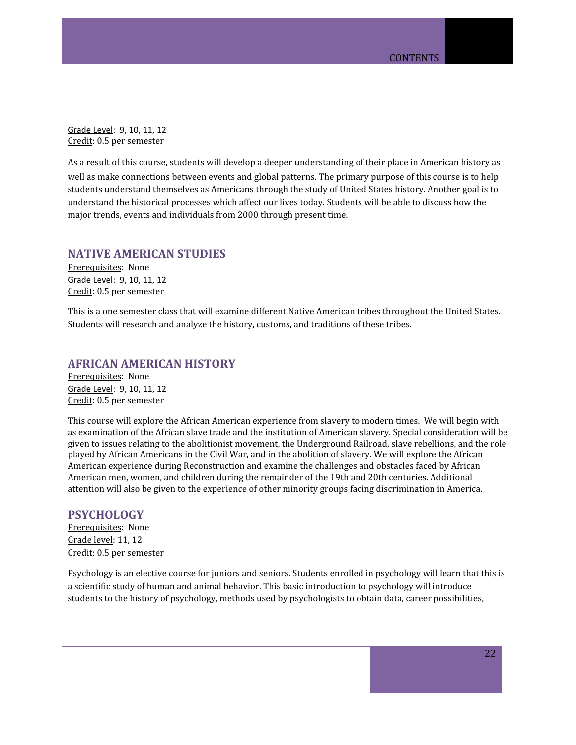Grade Level: 9, 10, 11, 12
Credit: 0.5 per semester

As a result of this course, students will develop a deeper understanding of their place in American history as well as make connections between events and global patterns. The primary purpose of this course is to help students understand themselves as Americans through the study of United States history. Another goal is to understand the historical processes which affect our lives today. Students will be able to discuss how the major trends, events and individuals from 2000 through present time.

## NATIVE AMERICAN STUDIES

Prerequisites: None
Grade Level: 9, 10, 11, 12
Credit: 0.5 per semester

This is a one semester class that will examine different Native American tribes throughout the United States. Students will research and analyze the history, customs, and traditions of these tribes.

## AFRICAN AMERICAN HISTORY

Prerequisites: None
Grade Level: 9, 10, 11, 12
Credit: 0.5 per semester

This course will explore the African American experience from slavery to modern times. We will begin with as examination of the African slave trade and the institution of American slavery. Special consideration will be given to issues relating to the abolitionist movement, the Underground Railroad, slave rebellions, and the role played by African Americans in the Civil War, and in the abolition of slavery. We will explore the African American experience during Reconstruction and examine the challenges and obstacles faced by African American men, women, and children during the remainder of the 19th and 20th centuries. Additional attention will also be given to the experience of other minority groups facing discrimination in America.

## PSYCHOLOGY

Prerequisites: None
Grade level: 11, 12
Credit: 0.5 per semester

Psychology is an elective course for juniors and seniors. Students enrolled in psychology will learn that this is a scientific study of human and animal behavior. This basic introduction to psychology will introduce students to the history of psychology, methods used by psychologists to obtain data, career possibilities,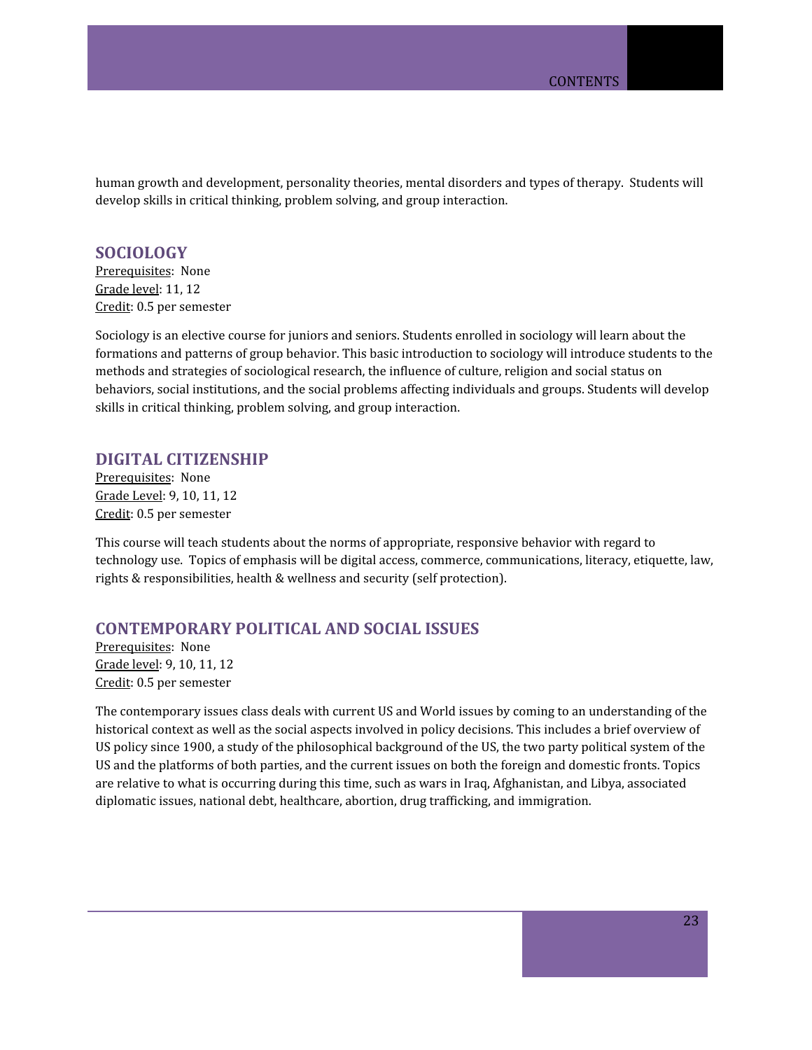human growth and development, personality theories, mental disorders and types of therapy. Students will develop skills in critical thinking, problem solving, and group interaction.

## SOCIOLOGY

Prerequisites: None
Grade level: 11, 12
Credit: 0.5 per semester

Sociology is an elective course for juniors and seniors. Students enrolled in sociology will learn about the formations and patterns of group behavior. This basic introduction to sociology will introduce students to the methods and strategies of sociological research, the influence of culture, religion and social status on behaviors, social institutions, and the social problems affecting individuals and groups. Students will develop skills in critical thinking, problem solving, and group interaction.

## DIGITAL CITIZENSHIP

Prerequisites: None
Grade Level: 9, 10, 11, 12
Credit: 0.5 per semester

This course will teach students about the norms of appropriate, responsive behavior with regard to technology use. Topics of emphasis will be digital access, commerce, communications, literacy, etiquette, law, rights & responsibilities, health & wellness and security (self protection).

## CONTEMPORARY POLITICAL AND SOCIAL ISSUES

Prerequisites: None
Grade level: 9, 10, 11, 12
Credit: 0.5 per semester

The contemporary issues class deals with current US and World issues by coming to an understanding of the historical context as well as the social aspects involved in policy decisions. This includes a brief overview of US policy since 1900, a study of the philosophical background of the US, the two party political system of the US and the platforms of both parties, and the current issues on both the foreign and domestic fronts. Topics are relative to what is occurring during this time, such as wars in Iraq, Afghanistan, and Libya, associated diplomatic issues, national debt, healthcare, abortion, drug trafficking, and immigration.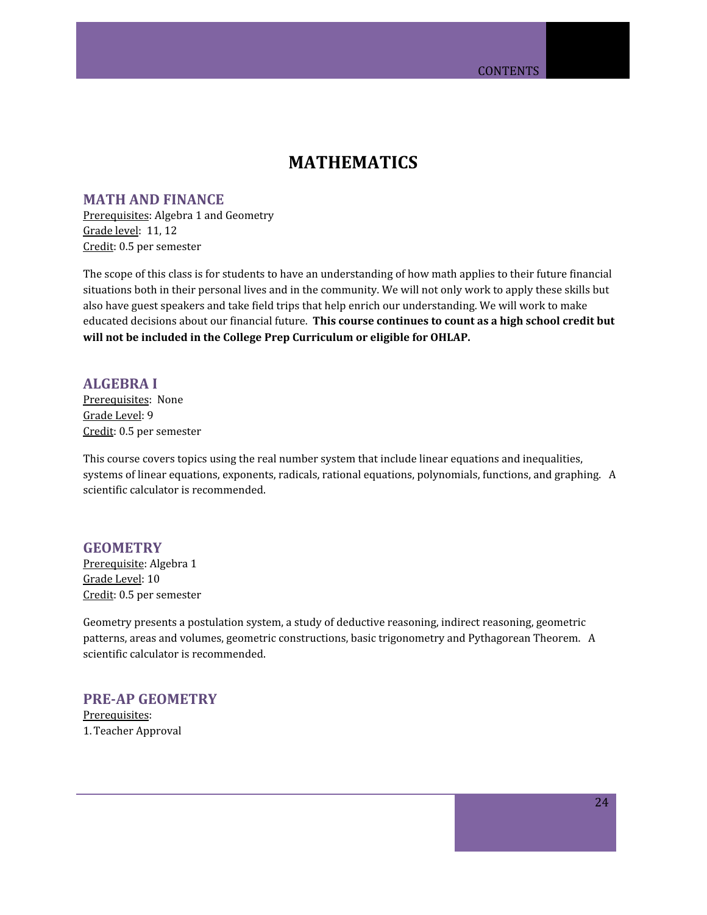# MATHEMATICS

## MATH AND FINANCE

Prerequisites: Algebra 1 and Geometry
Grade level: 11, 12
Credit: 0.5 per semester

The scope of this class is for students to have an understanding of how math applies to their future financial situations both in their personal lives and in the community. We will not only work to apply these skills but also have guest speakers and take field trips that help enrich our understanding. We will work to make educated decisions about our financial future. **This course continues to count as a high school credit but will not be included in the College Prep Curriculum or eligible for OHLAP.**

## ALGEBRA I

Prerequisites: None
Grade Level: 9
Credit: 0.5 per semester

This course covers topics using the real number system that include linear equations and inequalities, systems of linear equations, exponents, radicals, rational equations, polynomials, functions, and graphing. A scientific calculator is recommended.

## GEOMETRY

Prerequisite: Algebra 1
Grade Level: 10
Credit: 0.5 per semester

Geometry presents a postulation system, a study of deductive reasoning, indirect reasoning, geometric patterns, areas and volumes, geometric constructions, basic trigonometry and Pythagorean Theorem. A scientific calculator is recommended.

## PRE-AP GEOMETRY

Prerequisites:

1. Teacher Approval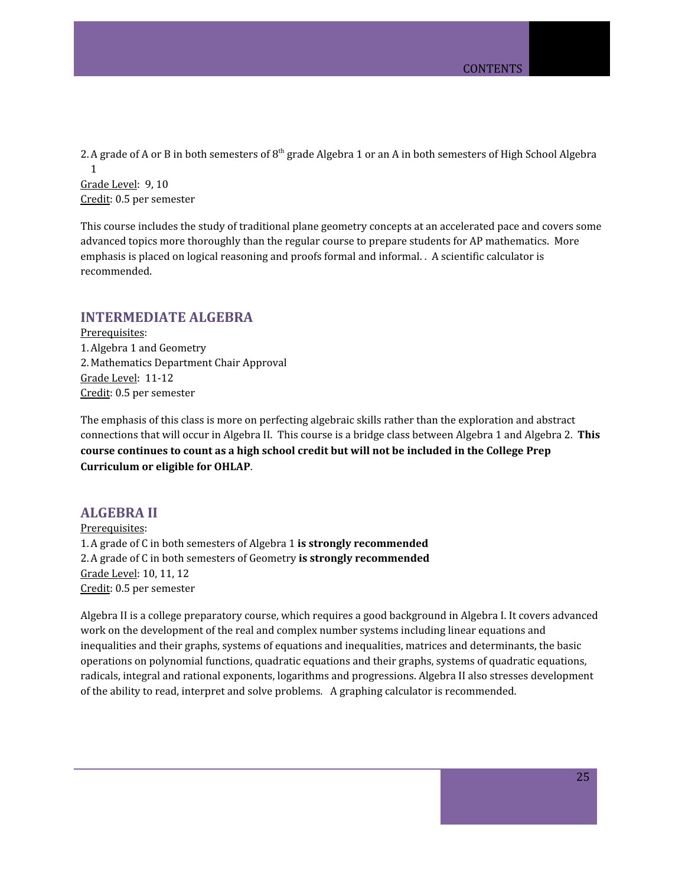2. A grade of A or B in both semesters of 8th grade Algebra 1 or an A in both semesters of High School Algebra 1

Grade Level: 9, 10

Credit: 0.5 per semester

This course includes the study of traditional plane geometry concepts at an accelerated pace and covers some advanced topics more thoroughly than the regular course to prepare students for AP mathematics. More emphasis is placed on logical reasoning and proofs formal and informal. . A scientific calculator is recommended.

## INTERMEDIATE ALGEBRA

Prerequisites:

1. Algebra 1 and Geometry
2. Mathematics Department Chair Approval

Grade Level: 11-12

Credit: 0.5 per semester

The emphasis of this class is more on perfecting algebraic skills rather than the exploration and abstract connections that will occur in Algebra II. This course is a bridge class between Algebra 1 and Algebra 2. **This course continues to count as a high school credit but will not be included in the College Prep Curriculum or eligible for OHLAP**.

## ALGEBRA II

Prerequisites:

1. A grade of C in both semesters of Algebra 1 **is strongly recommended**
2. A grade of C in both semesters of Geometry **is strongly recommended**

Grade Level: 10, 11, 12

Credit: 0.5 per semester

Algebra II is a college preparatory course, which requires a good background in Algebra I. It covers advanced work on the development of the real and complex number systems including linear equations and inequalities and their graphs, systems of equations and inequalities, matrices and determinants, the basic operations on polynomial functions, quadratic equations and their graphs, systems of quadratic equations, radicals, integral and rational exponents, logarithms and progressions. Algebra II also stresses development of the ability to read, interpret and solve problems. A graphing calculator is recommended.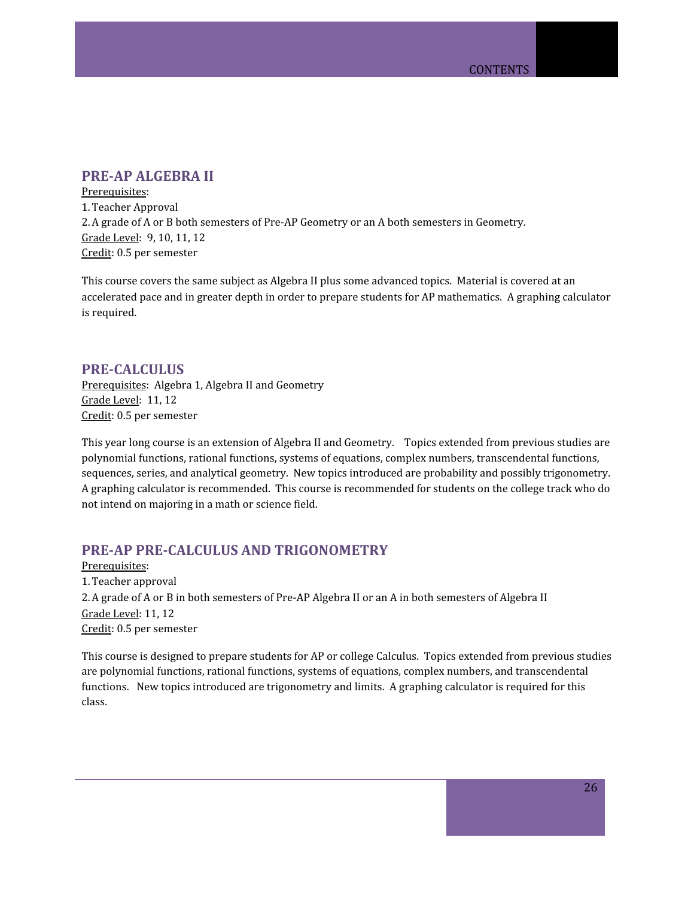## PRE-AP ALGEBRA II

Prerequisites:

1. Teacher Approval
2. A grade of A or B both semesters of Pre-AP Geometry or an A both semesters in Geometry.

Grade Level: 9, 10, 11, 12

Credit: 0.5 per semester

This course covers the same subject as Algebra II plus some advanced topics. Material is covered at an accelerated pace and in greater depth in order to prepare students for AP mathematics. A graphing calculator is required.

## PRE-CALCULUS

Prerequisites: Algebra 1, Algebra II and Geometry

Grade Level: 11, 12

Credit: 0.5 per semester

This year long course is an extension of Algebra II and Geometry. Topics extended from previous studies are polynomial functions, rational functions, systems of equations, complex numbers, transcendental functions, sequences, series, and analytical geometry. New topics introduced are probability and possibly trigonometry. A graphing calculator is recommended. This course is recommended for students on the college track who do not intend on majoring in a math or science field.

## PRE-AP PRE-CALCULUS AND TRIGONOMETRY

Prerequisites:

1. Teacher approval
2. A grade of A or B in both semesters of Pre-AP Algebra II or an A in both semesters of Algebra II

Grade Level: 11, 12

Credit: 0.5 per semester

This course is designed to prepare students for AP or college Calculus. Topics extended from previous studies are polynomial functions, rational functions, systems of equations, complex numbers, and transcendental functions. New topics introduced are trigonometry and limits. A graphing calculator is required for this class.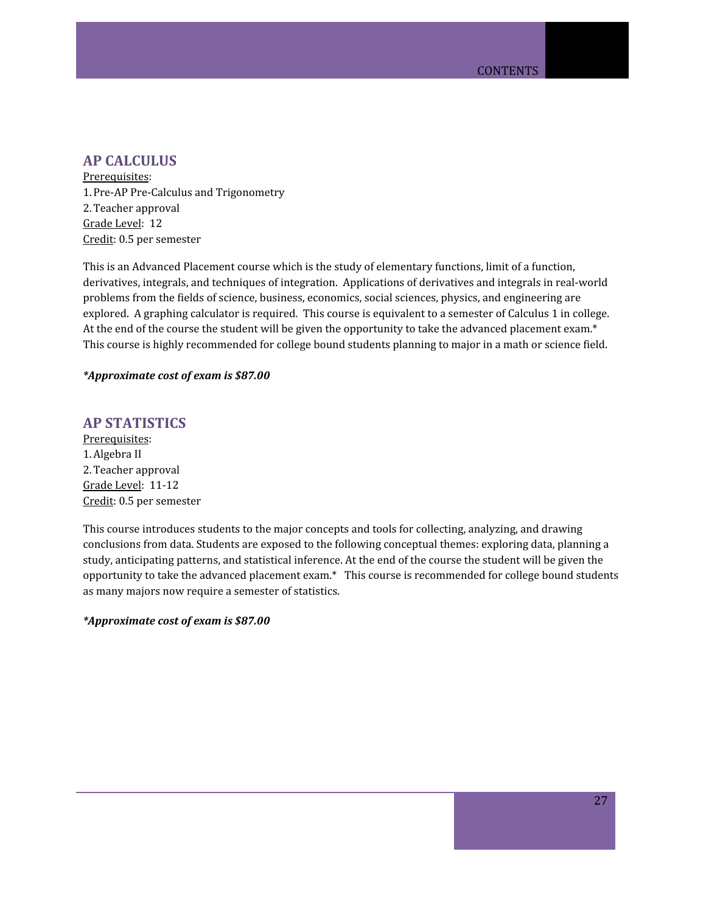## AP CALCULUS

Prerequisites:

1. Pre-AP Pre-Calculus and Trigonometry
2. Teacher approval

Grade Level: 12

Credit: 0.5 per semester

This is an Advanced Placement course which is the study of elementary functions, limit of a function, derivatives, integrals, and techniques of integration. Applications of derivatives and integrals in real-world problems from the fields of science, business, economics, social sciences, physics, and engineering are explored. A graphing calculator is required. This course is equivalent to a semester of Calculus 1 in college. At the end of the course the student will be given the opportunity to take the advanced placement exam.* This course is highly recommended for college bound students planning to major in a math or science field.

***Approximate cost of exam is $87.00***

## AP STATISTICS

Prerequisites:

1. Algebra II
2. Teacher approval

Grade Level: 11-12

Credit: 0.5 per semester

This course introduces students to the major concepts and tools for collecting, analyzing, and drawing conclusions from data. Students are exposed to the following conceptual themes: exploring data, planning a study, anticipating patterns, and statistical inference. At the end of the course the student will be given the opportunity to take the advanced placement exam.* This course is recommended for college bound students as many majors now require a semester of statistics.

***Approximate cost of exam is $87.00***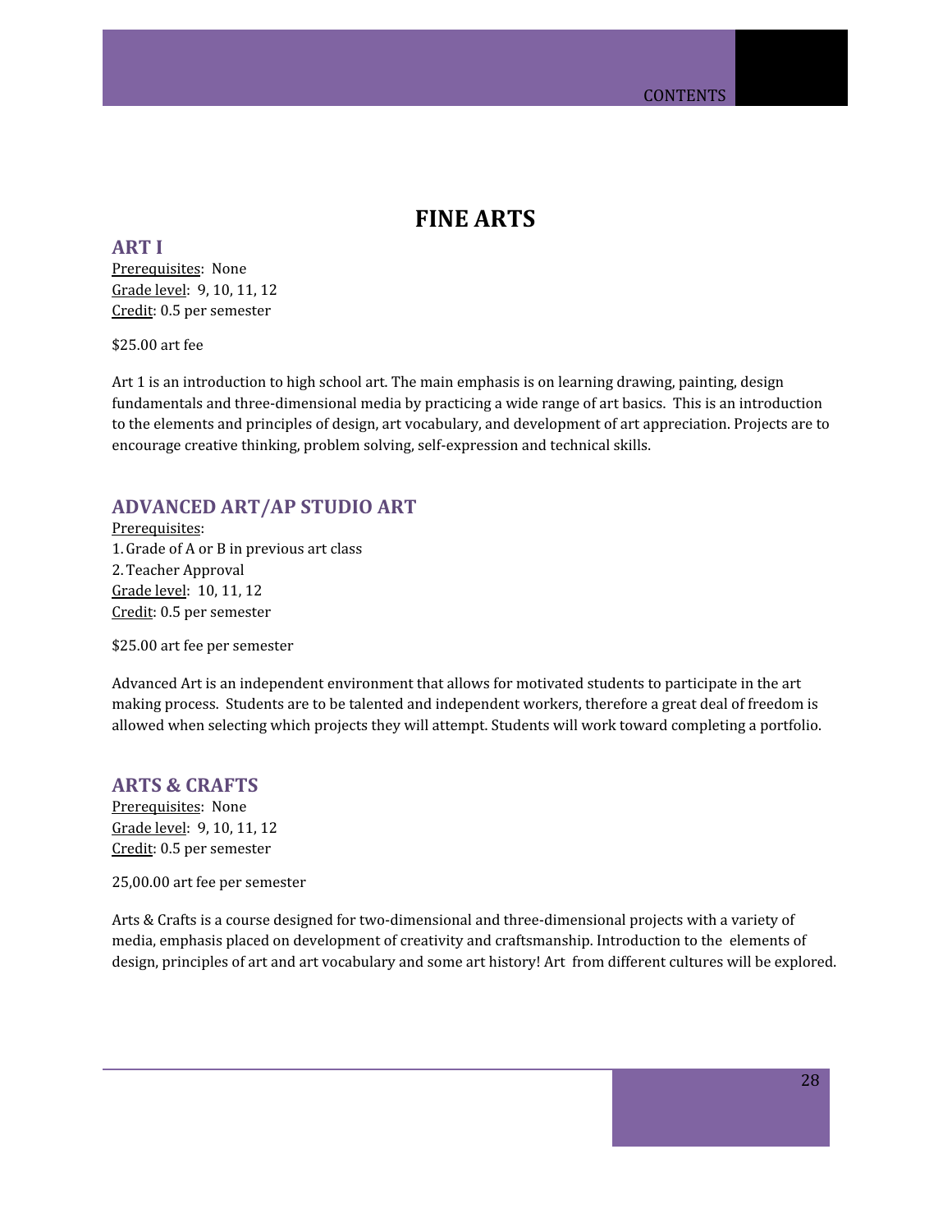# FINE ARTS

## ART I

Prerequisites: None
Grade level: 9, 10, 11, 12
Credit: 0.5 per semester

$25.00 art fee

Art 1 is an introduction to high school art. The main emphasis is on learning drawing, painting, design fundamentals and three-dimensional media by practicing a wide range of art basics. This is an introduction to the elements and principles of design, art vocabulary, and development of art appreciation. Projects are to encourage creative thinking, problem solving, self-expression and technical skills.

## ADVANCED ART/AP STUDIO ART

Prerequisites:
1. Grade of A or B in previous art class
2. Teacher Approval

Grade level: 10, 11, 12
Credit: 0.5 per semester

$25.00 art fee per semester

Advanced Art is an independent environment that allows for motivated students to participate in the art making process. Students are to be talented and independent workers, therefore a great deal of freedom is allowed when selecting which projects they will attempt. Students will work toward completing a portfolio.

## ARTS & CRAFTS

Prerequisites: None
Grade level: 9, 10, 11, 12
Credit: 0.5 per semester

25,00.00 art fee per semester

Arts & Crafts is a course designed for two-dimensional and three-dimensional projects with a variety of media, emphasis placed on development of creativity and craftsmanship. Introduction to the elements of design, principles of art and art vocabulary and some art history! Art from different cultures will be explored.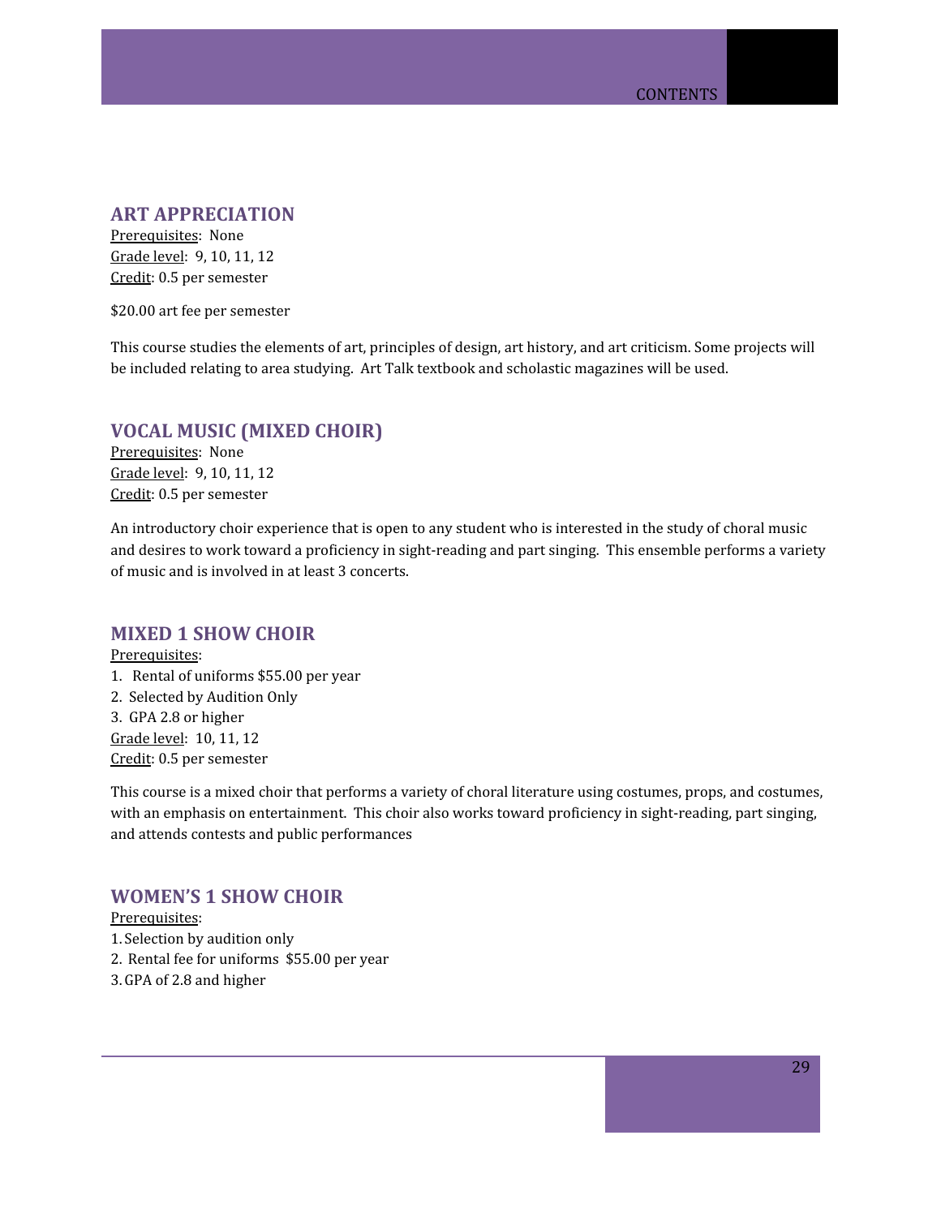## ART APPRECIATION

Prerequisites: None
Grade level: 9, 10, 11, 12
Credit: 0.5 per semester

$20.00 art fee per semester

This course studies the elements of art, principles of design, art history, and art criticism. Some projects will be included relating to area studying. Art Talk textbook and scholastic magazines will be used.

## VOCAL MUSIC (MIXED CHOIR)

Prerequisites: None
Grade level: 9, 10, 11, 12
Credit: 0.5 per semester

An introductory choir experience that is open to any student who is interested in the study of choral music and desires to work toward a proficiency in sight-reading and part singing. This ensemble performs a variety of music and is involved in at least 3 concerts.

## MIXED 1 SHOW CHOIR

Prerequisites:

1. Rental of uniforms $55.00 per year
2. Selected by Audition Only
3. GPA 2.8 or higher

Grade level: 10, 11, 12
Credit: 0.5 per semester

This course is a mixed choir that performs a variety of choral literature using costumes, props, and costumes, with an emphasis on entertainment. This choir also works toward proficiency in sight-reading, part singing, and attends contests and public performances

## WOMEN'S 1 SHOW CHOIR

Prerequisites:

1. Selection by audition only
2. Rental fee for uniforms $55.00 per year
3. GPA of 2.8 and higher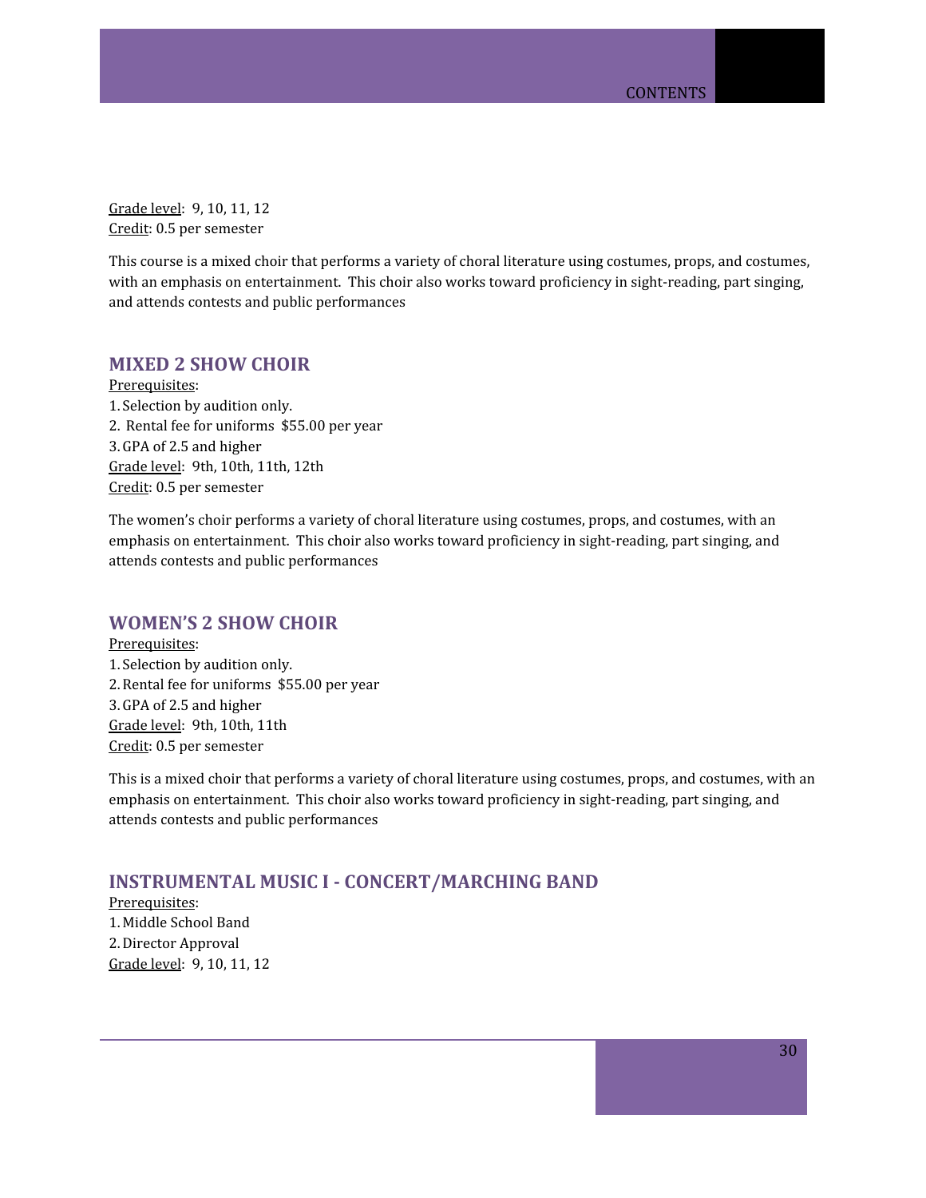Grade level: 9, 10, 11, 12
Credit: 0.5 per semester

This course is a mixed choir that performs a variety of choral literature using costumes, props, and costumes, with an emphasis on entertainment. This choir also works toward proficiency in sight-reading, part singing, and attends contests and public performances

## MIXED 2 SHOW CHOIR

Prerequisites:
1. Selection by audition only.
2. Rental fee for uniforms $55.00 per year
3. GPA of 2.5 and higher

Grade level: 9th, 10th, 11th, 12th
Credit: 0.5 per semester

The women's choir performs a variety of choral literature using costumes, props, and costumes, with an emphasis on entertainment. This choir also works toward proficiency in sight-reading, part singing, and attends contests and public performances

## WOMEN'S 2 SHOW CHOIR

Prerequisites:
1. Selection by audition only.
2. Rental fee for uniforms $55.00 per year
3. GPA of 2.5 and higher

Grade level: 9th, 10th, 11th
Credit: 0.5 per semester

This is a mixed choir that performs a variety of choral literature using costumes, props, and costumes, with an emphasis on entertainment. This choir also works toward proficiency in sight-reading, part singing, and attends contests and public performances

## INSTRUMENTAL MUSIC I - CONCERT/MARCHING BAND

Prerequisites:
1. Middle School Band
2. Director Approval

Grade level: 9, 10, 11, 12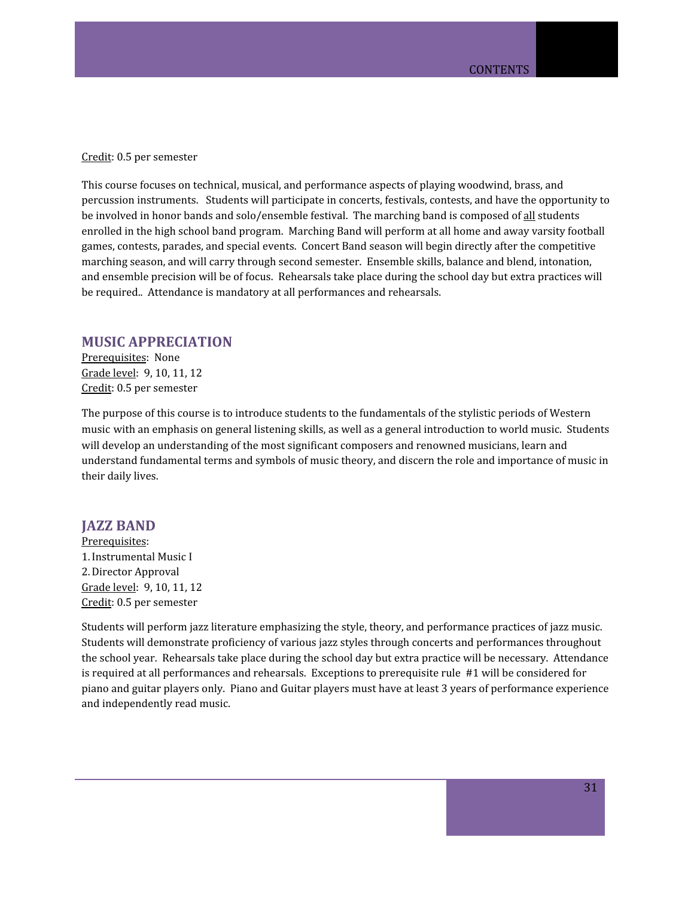Credit: 0.5 per semester

This course focuses on technical, musical, and performance aspects of playing woodwind, brass, and percussion instruments.   Students will participate in concerts, festivals, contests, and have the opportunity to be involved in honor bands and solo/ensemble festival.  The marching band is composed of all students enrolled in the high school band program.  Marching Band will perform at all home and away varsity football games, contests, parades, and special events.  Concert Band season will begin directly after the competitive marching season, and will carry through second semester.  Ensemble skills, balance and blend, intonation, and ensemble precision will be of focus.  Rehearsals take place during the school day but extra practices will be required..  Attendance is mandatory at all performances and rehearsals.

## MUSIC APPRECIATION

Prerequisites:  None
Grade level:  9, 10, 11, 12
Credit: 0.5 per semester

The purpose of this course is to introduce students to the fundamentals of the stylistic periods of Western music with an emphasis on general listening skills, as well as a general introduction to world music.  Students will develop an understanding of the most significant composers and renowned musicians, learn and understand fundamental terms and symbols of music theory, and discern the role and importance of music in their daily lives.

## JAZZ BAND

Prerequisites:
1. Instrumental Music I
2. Director Approval

Grade level:  9, 10, 11, 12
Credit: 0.5 per semester

Students will perform jazz literature emphasizing the style, theory, and performance practices of jazz music.  Students will demonstrate proficiency of various jazz styles through concerts and performances throughout the school year.  Rehearsals take place during the school day but extra practice will be necessary.  Attendance is required at all performances and rehearsals.  Exceptions to prerequisite rule  #1 will be considered for piano and guitar players only.  Piano and Guitar players must have at least 3 years of performance experience and independently read music.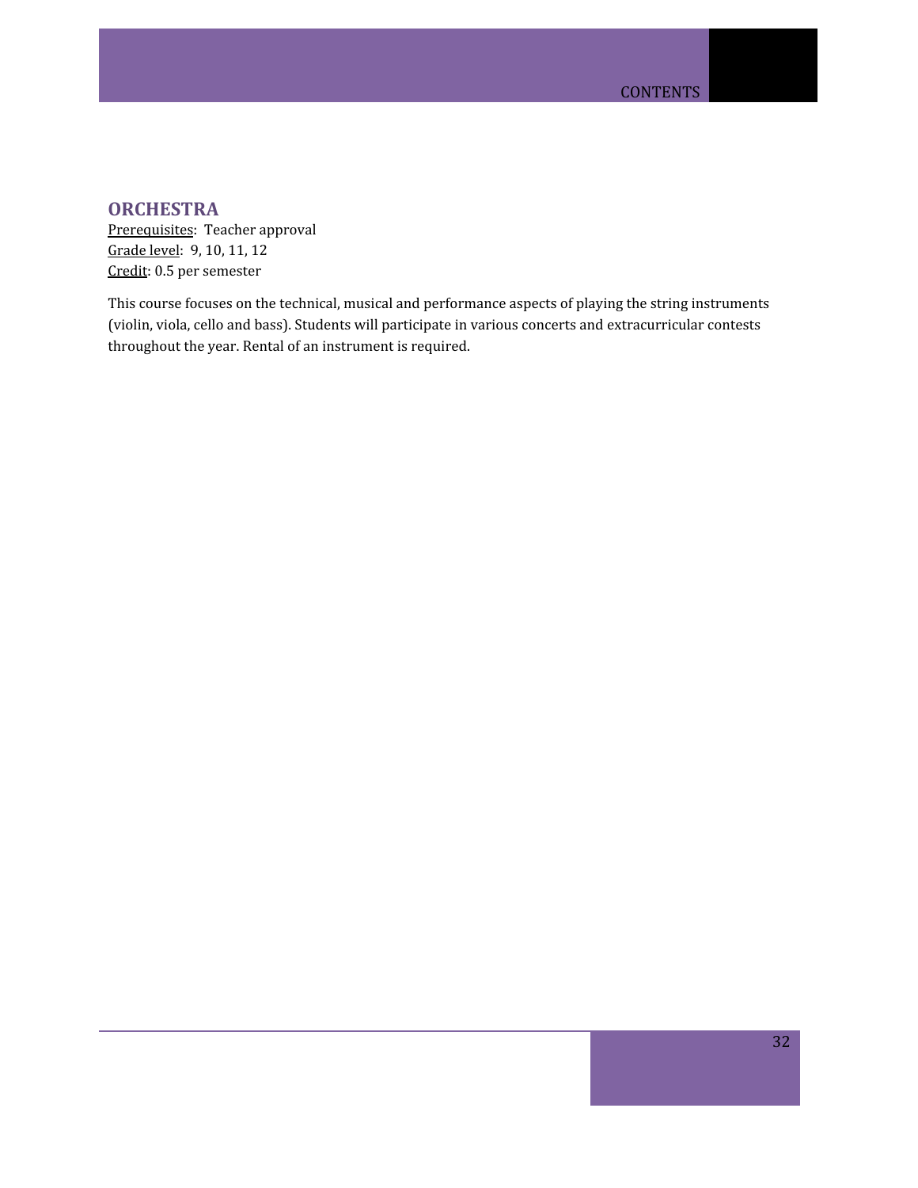## ORCHESTRA

Prerequisites: Teacher approval
Grade level: 9, 10, 11, 12
Credit: 0.5 per semester

This course focuses on the technical, musical and performance aspects of playing the string instruments (violin, viola, cello and bass). Students will participate in various concerts and extracurricular contests throughout the year. Rental of an instrument is required.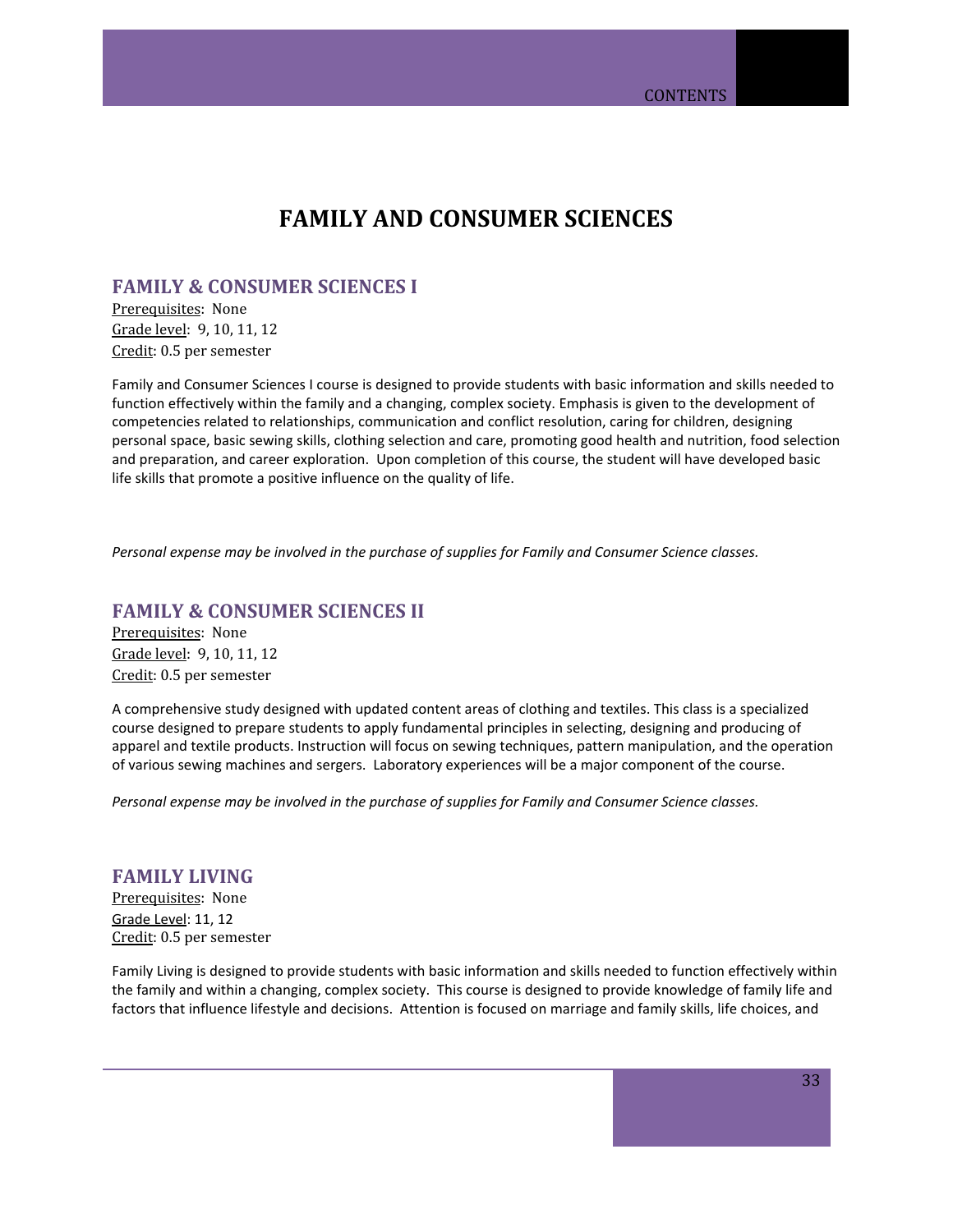# FAMILY AND CONSUMER SCIENCES

## FAMILY & CONSUMER SCIENCES I

Prerequisites: None
Grade level: 9, 10, 11, 12
Credit: 0.5 per semester

Family and Consumer Sciences I course is designed to provide students with basic information and skills needed to function effectively within the family and a changing, complex society. Emphasis is given to the development of competencies related to relationships, communication and conflict resolution, caring for children, designing personal space, basic sewing skills, clothing selection and care, promoting good health and nutrition, food selection and preparation, and career exploration. Upon completion of this course, the student will have developed basic life skills that promote a positive influence on the quality of life.

*Personal expense may be involved in the purchase of supplies for Family and Consumer Science classes.*

## FAMILY & CONSUMER SCIENCES II

Prerequisites: None
Grade level: 9, 10, 11, 12
Credit: 0.5 per semester

A comprehensive study designed with updated content areas of clothing and textiles. This class is a specialized course designed to prepare students to apply fundamental principles in selecting, designing and producing of apparel and textile products. Instruction will focus on sewing techniques, pattern manipulation, and the operation of various sewing machines and sergers. Laboratory experiences will be a major component of the course.

*Personal expense may be involved in the purchase of supplies for Family and Consumer Science classes.*

## FAMILY LIVING

Prerequisites: None
Grade Level: 11, 12
Credit: 0.5 per semester

Family Living is designed to provide students with basic information and skills needed to function effectively within the family and within a changing, complex society. This course is designed to provide knowledge of family life and factors that influence lifestyle and decisions. Attention is focused on marriage and family skills, life choices, and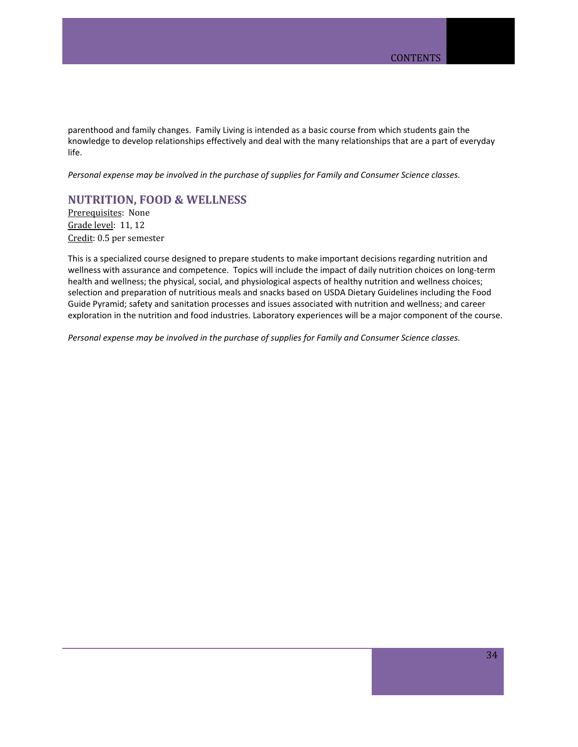parenthood and family changes. Family Living is intended as a basic course from which students gain the knowledge to develop relationships effectively and deal with the many relationships that are a part of everyday life.

*Personal expense may be involved in the purchase of supplies for Family and Consumer Science classes.*

## NUTRITION, FOOD & WELLNESS

Prerequisites: None
Grade level: 11, 12
Credit: 0.5 per semester

This is a specialized course designed to prepare students to make important decisions regarding nutrition and wellness with assurance and competence. Topics will include the impact of daily nutrition choices on long-term health and wellness; the physical, social, and physiological aspects of healthy nutrition and wellness choices; selection and preparation of nutritious meals and snacks based on USDA Dietary Guidelines including the Food Guide Pyramid; safety and sanitation processes and issues associated with nutrition and wellness; and career exploration in the nutrition and food industries. Laboratory experiences will be a major component of the course.

*Personal expense may be involved in the purchase of supplies for Family and Consumer Science classes.*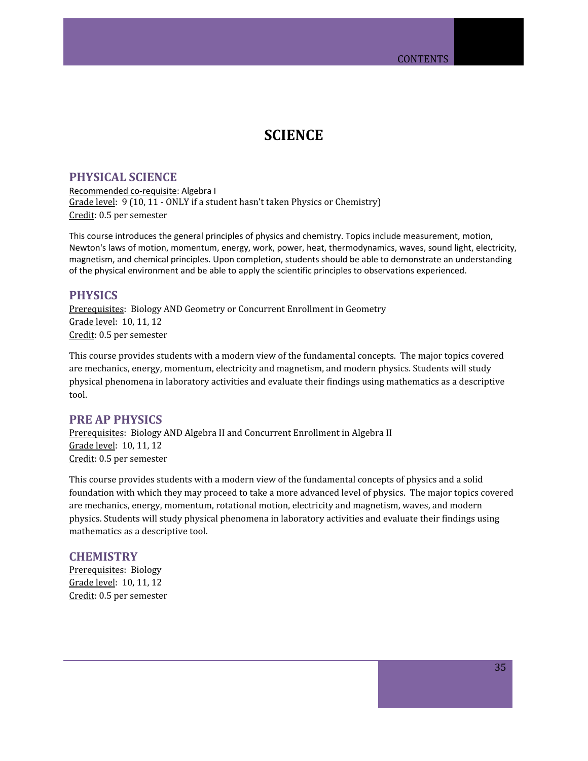# SCIENCE

## PHYSICAL SCIENCE

Recommended co-requisite: Algebra I
Grade level: 9 (10, 11 - ONLY if a student hasn't taken Physics or Chemistry)
Credit: 0.5 per semester

This course introduces the general principles of physics and chemistry. Topics include measurement, motion, Newton's laws of motion, momentum, energy, work, power, heat, thermodynamics, waves, sound light, electricity, magnetism, and chemical principles. Upon completion, students should be able to demonstrate an understanding of the physical environment and be able to apply the scientific principles to observations experienced.

## PHYSICS

Prerequisites: Biology AND Geometry or Concurrent Enrollment in Geometry
Grade level: 10, 11, 12
Credit: 0.5 per semester

This course provides students with a modern view of the fundamental concepts. The major topics covered are mechanics, energy, momentum, electricity and magnetism, and modern physics. Students will study physical phenomena in laboratory activities and evaluate their findings using mathematics as a descriptive tool.

## PRE AP PHYSICS

Prerequisites: Biology AND Algebra II and Concurrent Enrollment in Algebra II
Grade level: 10, 11, 12
Credit: 0.5 per semester

This course provides students with a modern view of the fundamental concepts of physics and a solid foundation with which they may proceed to take a more advanced level of physics. The major topics covered are mechanics, energy, momentum, rotational motion, electricity and magnetism, waves, and modern physics. Students will study physical phenomena in laboratory activities and evaluate their findings using mathematics as a descriptive tool.

## CHEMISTRY

Prerequisites: Biology
Grade level: 10, 11, 12
Credit: 0.5 per semester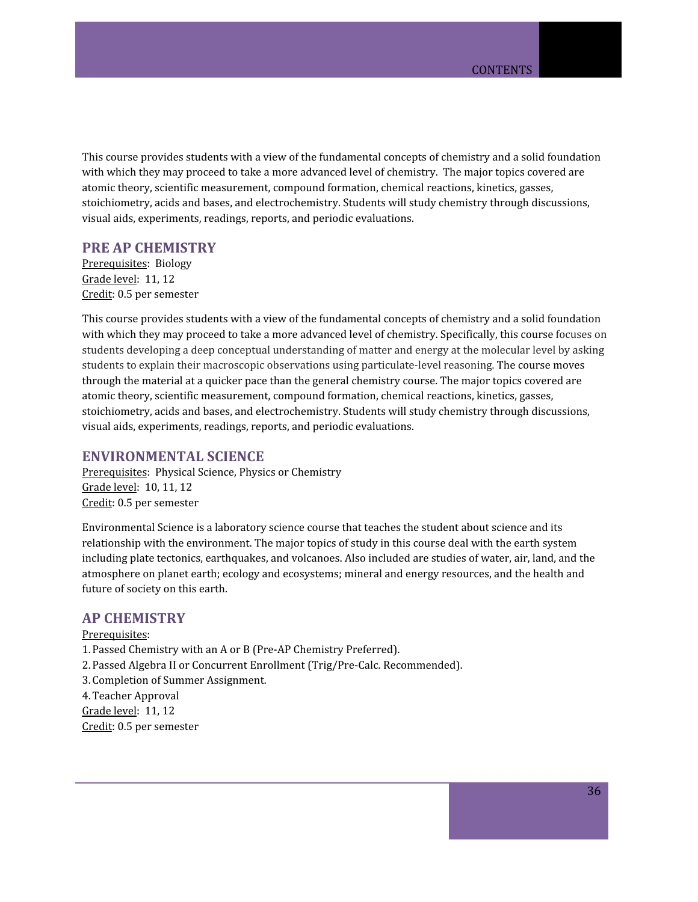This course provides students with a view of the fundamental concepts of chemistry and a solid foundation with which they may proceed to take a more advanced level of chemistry. The major topics covered are atomic theory, scientific measurement, compound formation, chemical reactions, kinetics, gasses, stoichiometry, acids and bases, and electrochemistry. Students will study chemistry through discussions, visual aids, experiments, readings, reports, and periodic evaluations.

## PRE AP CHEMISTRY

Prerequisites: Biology
Grade level: 11, 12
Credit: 0.5 per semester

This course provides students with a view of the fundamental concepts of chemistry and a solid foundation with which they may proceed to take a more advanced level of chemistry. Specifically, this course focuses on students developing a deep conceptual understanding of matter and energy at the molecular level by asking students to explain their macroscopic observations using particulate-level reasoning. The course moves through the material at a quicker pace than the general chemistry course. The major topics covered are atomic theory, scientific measurement, compound formation, chemical reactions, kinetics, gasses, stoichiometry, acids and bases, and electrochemistry. Students will study chemistry through discussions, visual aids, experiments, readings, reports, and periodic evaluations.

## ENVIRONMENTAL SCIENCE

Prerequisites: Physical Science, Physics or Chemistry
Grade level: 10, 11, 12
Credit: 0.5 per semester

Environmental Science is a laboratory science course that teaches the student about science and its relationship with the environment. The major topics of study in this course deal with the earth system including plate tectonics, earthquakes, and volcanoes. Also included are studies of water, air, land, and the atmosphere on planet earth; ecology and ecosystems; mineral and energy resources, and the health and future of society on this earth.

## AP CHEMISTRY

Prerequisites:

1. Passed Chemistry with an A or B (Pre-AP Chemistry Preferred).
2. Passed Algebra II or Concurrent Enrollment (Trig/Pre-Calc. Recommended).
3. Completion of Summer Assignment.
4. Teacher Approval

Grade level: 11, 12
Credit: 0.5 per semester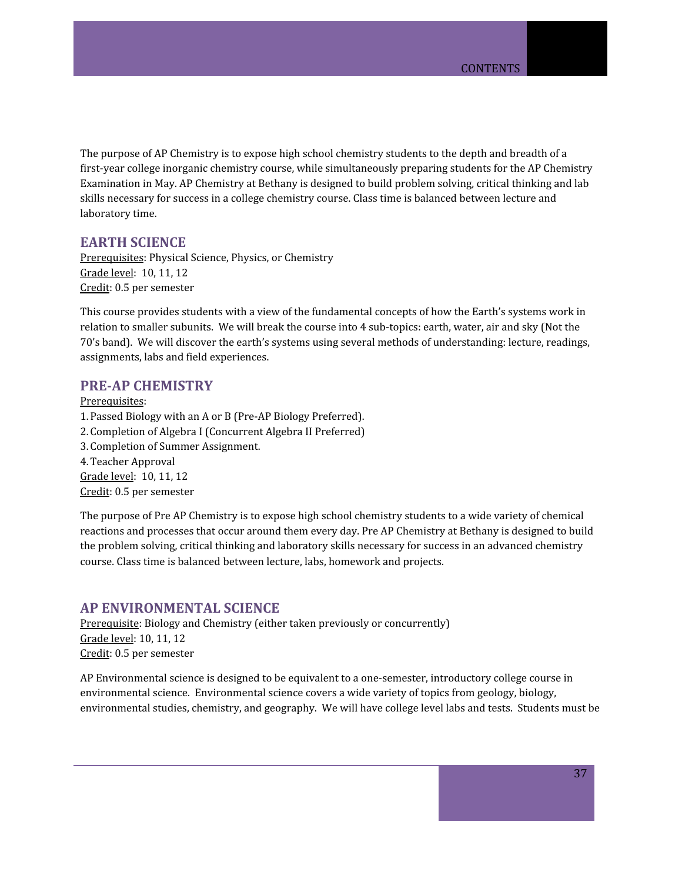The purpose of AP Chemistry is to expose high school chemistry students to the depth and breadth of a first-year college inorganic chemistry course, while simultaneously preparing students for the AP Chemistry Examination in May. AP Chemistry at Bethany is designed to build problem solving, critical thinking and lab skills necessary for success in a college chemistry course. Class time is balanced between lecture and laboratory time.

## EARTH SCIENCE

Prerequisites: Physical Science, Physics, or Chemistry
Grade level: 10, 11, 12
Credit: 0.5 per semester

This course provides students with a view of the fundamental concepts of how the Earth's systems work in relation to smaller subunits. We will break the course into 4 sub-topics: earth, water, air and sky (Not the 70's band). We will discover the earth's systems using several methods of understanding: lecture, readings, assignments, labs and field experiences.

## PRE-AP CHEMISTRY

Prerequisites:
1. Passed Biology with an A or B (Pre-AP Biology Preferred).
2. Completion of Algebra I (Concurrent Algebra II Preferred)
3. Completion of Summer Assignment.
4. Teacher Approval

Grade level: 10, 11, 12
Credit: 0.5 per semester

The purpose of Pre AP Chemistry is to expose high school chemistry students to a wide variety of chemical reactions and processes that occur around them every day. Pre AP Chemistry at Bethany is designed to build the problem solving, critical thinking and laboratory skills necessary for success in an advanced chemistry course. Class time is balanced between lecture, labs, homework and projects.

## AP ENVIRONMENTAL SCIENCE

Prerequisite: Biology and Chemistry (either taken previously or concurrently)
Grade level: 10, 11, 12
Credit: 0.5 per semester

AP Environmental science is designed to be equivalent to a one-semester, introductory college course in environmental science. Environmental science covers a wide variety of topics from geology, biology, environmental studies, chemistry, and geography. We will have college level labs and tests. Students must be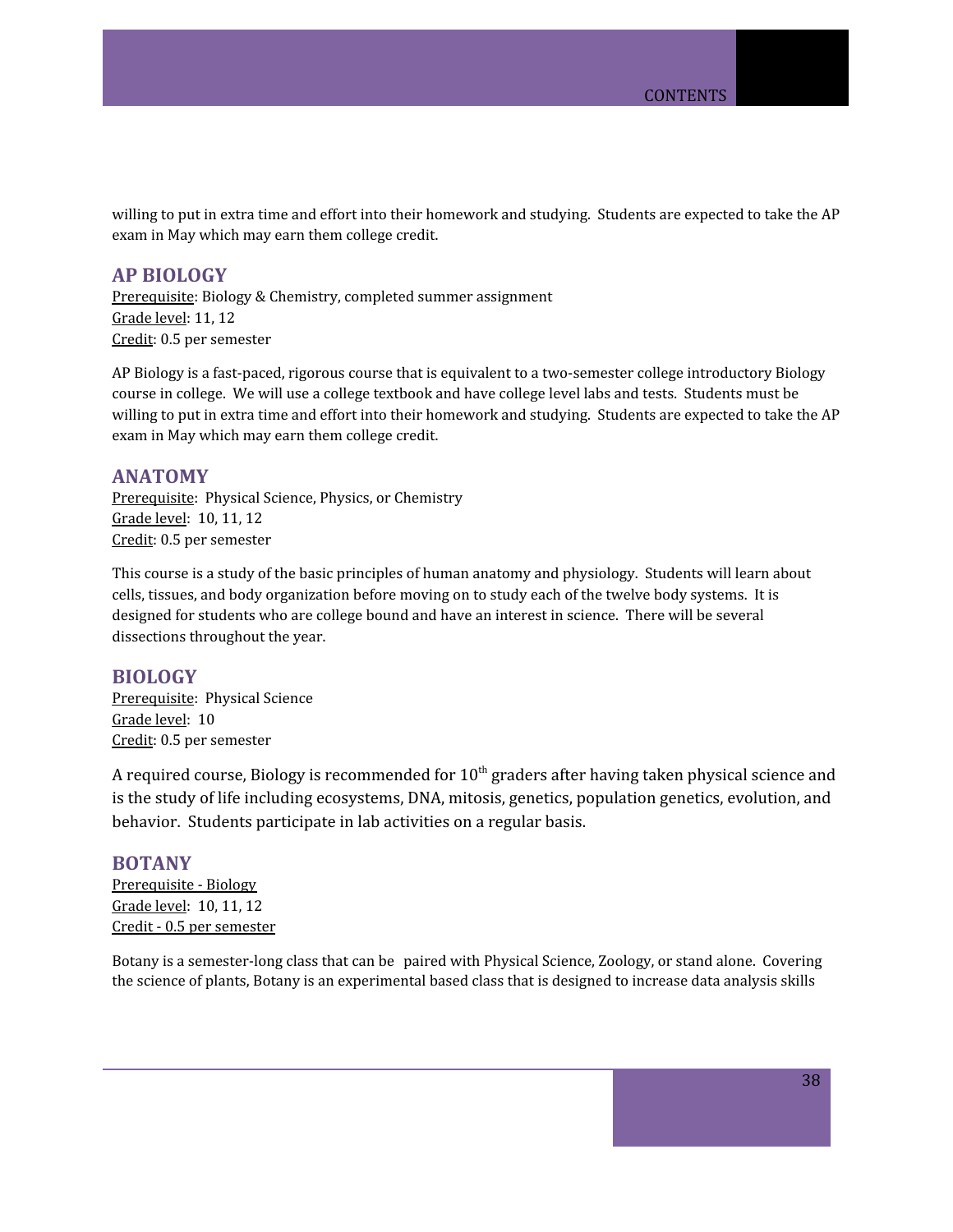willing to put in extra time and effort into their homework and studying. Students are expected to take the AP exam in May which may earn them college credit.

## AP BIOLOGY

Prerequisite: Biology & Chemistry, completed summer assignment
Grade level: 11, 12
Credit: 0.5 per semester

AP Biology is a fast-paced, rigorous course that is equivalent to a two-semester college introductory Biology course in college. We will use a college textbook and have college level labs and tests. Students must be willing to put in extra time and effort into their homework and studying. Students are expected to take the AP exam in May which may earn them college credit.

## ANATOMY

Prerequisite: Physical Science, Physics, or Chemistry
Grade level: 10, 11, 12
Credit: 0.5 per semester

This course is a study of the basic principles of human anatomy and physiology. Students will learn about cells, tissues, and body organization before moving on to study each of the twelve body systems. It is designed for students who are college bound and have an interest in science. There will be several dissections throughout the year.

## BIOLOGY

Prerequisite: Physical Science
Grade level: 10
Credit: 0.5 per semester

A required course, Biology is recommended for 10th graders after having taken physical science and is the study of life including ecosystems, DNA, mitosis, genetics, population genetics, evolution, and behavior. Students participate in lab activities on a regular basis.

## BOTANY

Prerequisite - Biology
Grade level: 10, 11, 12
Credit - 0.5 per semester

Botany is a semester-long class that can be paired with Physical Science, Zoology, or stand alone. Covering the science of plants, Botany is an experimental based class that is designed to increase data analysis skills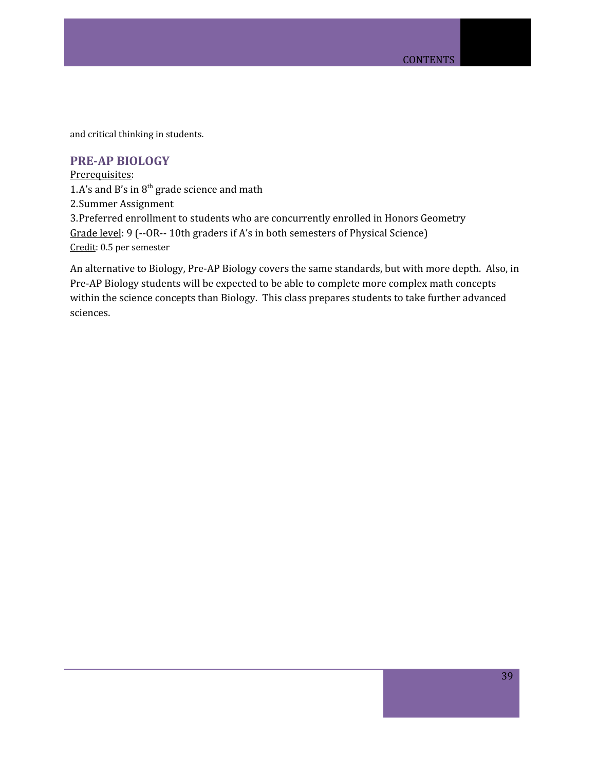and critical thinking in students.

## PRE-AP BIOLOGY

Prerequisites:
1.A's and B's in 8th grade science and math
2.Summer Assignment
3.Preferred enrollment to students who are concurrently enrolled in Honors Geometry
Grade level: 9 (--OR-- 10th graders if A's in both semesters of Physical Science)
Credit: 0.5 per semester

An alternative to Biology, Pre-AP Biology covers the same standards, but with more depth. Also, in Pre-AP Biology students will be expected to be able to complete more complex math concepts within the science concepts than Biology. This class prepares students to take further advanced sciences.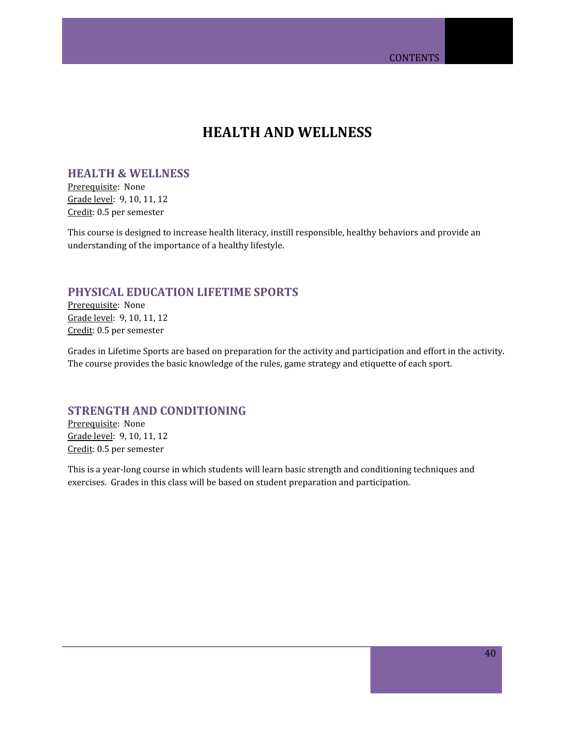# HEALTH AND WELLNESS

## HEALTH & WELLNESS

Prerequisite: None
Grade level: 9, 10, 11, 12
Credit: 0.5 per semester

This course is designed to increase health literacy, instill responsible, healthy behaviors and provide an understanding of the importance of a healthy lifestyle.

## PHYSICAL EDUCATION LIFETIME SPORTS

Prerequisite: None
Grade level: 9, 10, 11, 12
Credit: 0.5 per semester

Grades in Lifetime Sports are based on preparation for the activity and participation and effort in the activity. The course provides the basic knowledge of the rules, game strategy and etiquette of each sport.

## STRENGTH AND CONDITIONING

Prerequisite: None
Grade level: 9, 10, 11, 12
Credit: 0.5 per semester

This is a year-long course in which students will learn basic strength and conditioning techniques and exercises. Grades in this class will be based on student preparation and participation.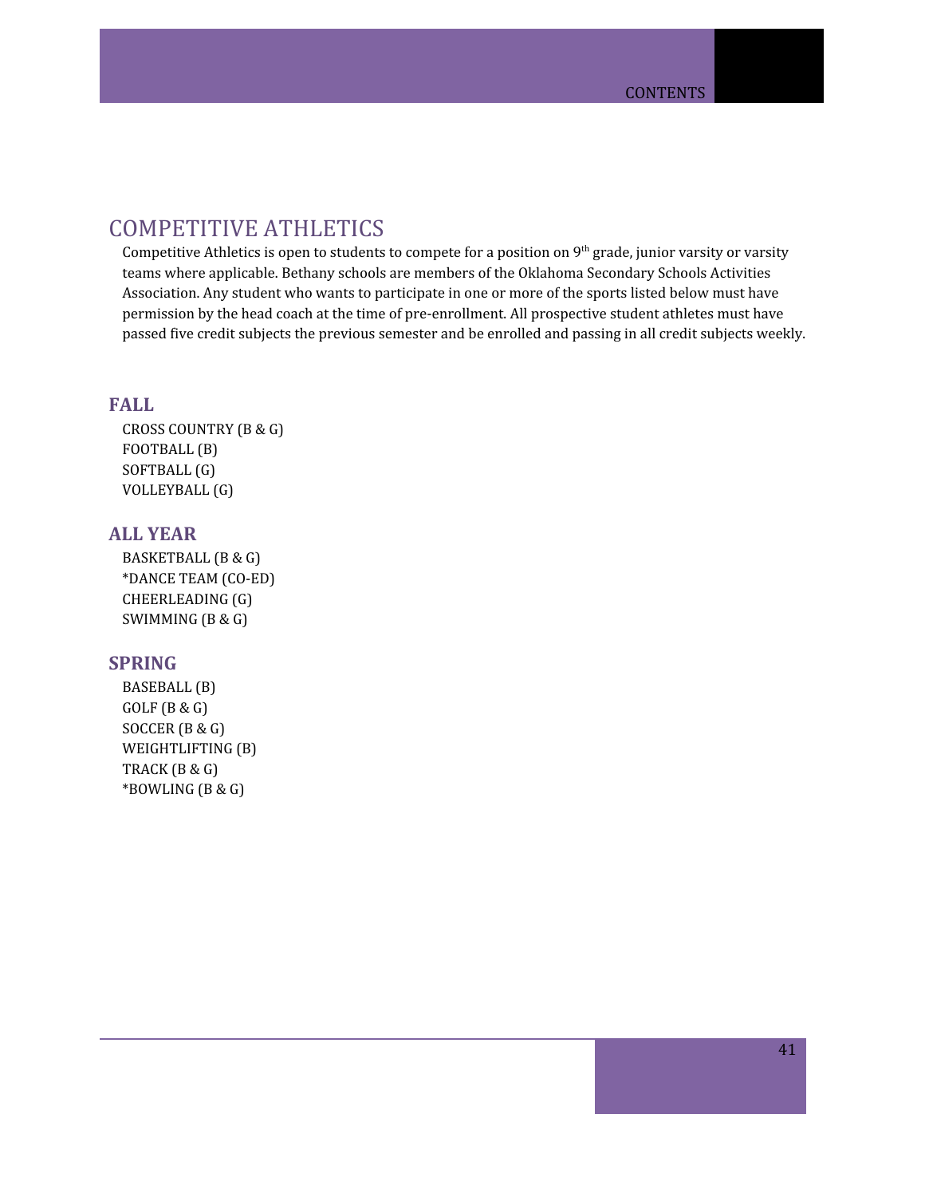# COMPETITIVE ATHLETICS

Competitive Athletics is open to students to compete for a position on 9th grade, junior varsity or varsity teams where applicable. Bethany schools are members of the Oklahoma Secondary Schools Activities Association. Any student who wants to participate in one or more of the sports listed below must have permission by the head coach at the time of pre-enrollment. All prospective student athletes must have passed five credit subjects the previous semester and be enrolled and passing in all credit subjects weekly.

## FALL

CROSS COUNTRY (B & G)
FOOTBALL (B)
SOFTBALL (G)
VOLLEYBALL (G)

## ALL YEAR

BASKETBALL (B & G)
*DANCE TEAM (CO-ED)
CHEERLEADING (G)
SWIMMING (B & G)

## SPRING

BASEBALL (B)
GOLF (B & G)
SOCCER (B & G)
WEIGHTLIFTING (B)
TRACK (B & G)
*BOWLING (B & G)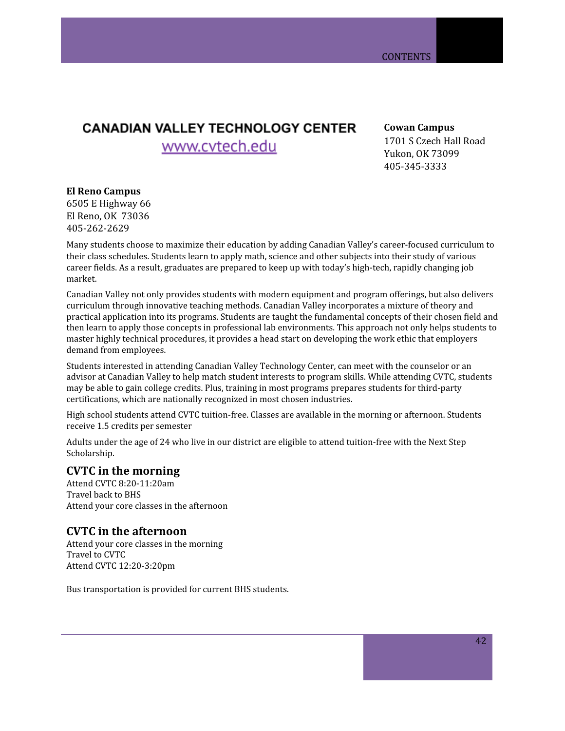# CANADIAN VALLEY TECHNOLOGY CENTER

www.cvtech.edu

**Cowan Campus**
1701 S Czech Hall Road
Yukon, OK 73099
405-345-3333

**El Reno Campus**
6505 E Highway 66
El Reno, OK 73036
405-262-2629

Many students choose to maximize their education by adding Canadian Valley's career-focused curriculum to their class schedules. Students learn to apply math, science and other subjects into their study of various career fields. As a result, graduates are prepared to keep up with today's high-tech, rapidly changing job market.

Canadian Valley not only provides students with modern equipment and program offerings, but also delivers curriculum through innovative teaching methods. Canadian Valley incorporates a mixture of theory and practical application into its programs. Students are taught the fundamental concepts of their chosen field and then learn to apply those concepts in professional lab environments. This approach not only helps students to master highly technical procedures, it provides a head start on developing the work ethic that employers demand from employees.

Students interested in attending Canadian Valley Technology Center, can meet with the counselor or an advisor at Canadian Valley to help match student interests to program skills. While attending CVTC, students may be able to gain college credits. Plus, training in most programs prepares students for third-party certifications, which are nationally recognized in most chosen industries.

High school students attend CVTC tuition-free. Classes are available in the morning or afternoon. Students receive 1.5 credits per semester

Adults under the age of 24 who live in our district are eligible to attend tuition-free with the Next Step Scholarship.

## CVTC in the morning

Attend CVTC 8:20-11:20am
Travel back to BHS
Attend your core classes in the afternoon

## CVTC in the afternoon

Attend your core classes in the morning
Travel to CVTC
Attend CVTC 12:20-3:20pm

Bus transportation is provided for current BHS students.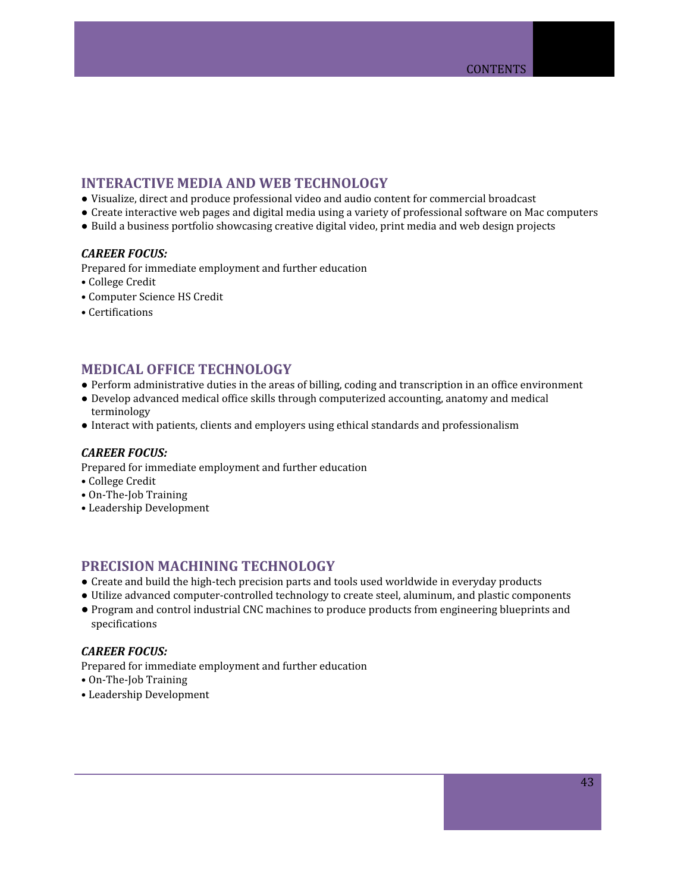## INTERACTIVE MEDIA AND WEB TECHNOLOGY

- Visualize, direct and produce professional video and audio content for commercial broadcast
- Create interactive web pages and digital media using a variety of professional software on Mac computers
- Build a business portfolio showcasing creative digital video, print media and web design projects

***CAREER FOCUS:***

Prepared for immediate employment and further education

- College Credit
- Computer Science HS Credit
- Certifications

## MEDICAL OFFICE TECHNOLOGY

- Perform administrative duties in the areas of billing, coding and transcription in an office environment
- Develop advanced medical office skills through computerized accounting, anatomy and medical terminology
- Interact with patients, clients and employers using ethical standards and professionalism

***CAREER FOCUS:***

Prepared for immediate employment and further education

- College Credit
- On-The-Job Training
- Leadership Development

## PRECISION MACHINING TECHNOLOGY

- Create and build the high-tech precision parts and tools used worldwide in everyday products
- Utilize advanced computer-controlled technology to create steel, aluminum, and plastic components
- Program and control industrial CNC machines to produce products from engineering blueprints and specifications

***CAREER FOCUS:***

Prepared for immediate employment and further education

- On-The-Job Training
- Leadership Development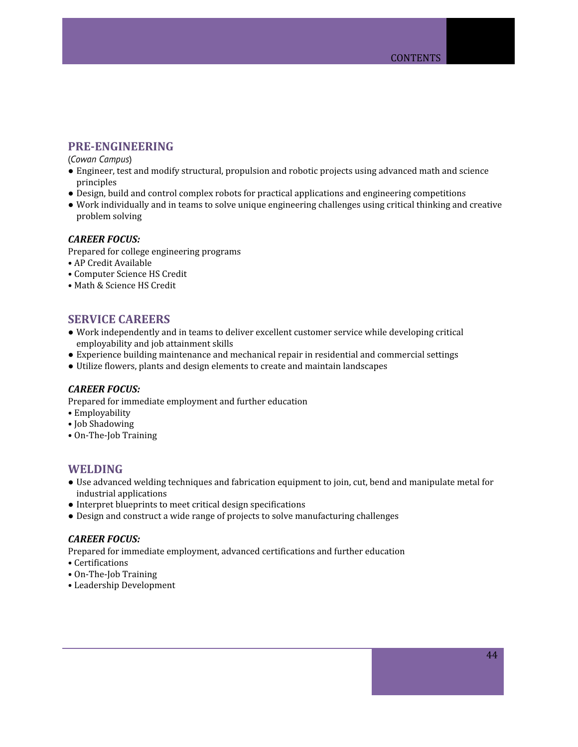## PRE-ENGINEERING

(*Cowan Campus*)

- Engineer, test and modify structural, propulsion and robotic projects using advanced math and science principles
- Design, build and control complex robots for practical applications and engineering competitions
- Work individually and in teams to solve unique engineering challenges using critical thinking and creative problem solving

### *CAREER FOCUS:*

Prepared for college engineering programs

- AP Credit Available
- Computer Science HS Credit
- Math & Science HS Credit

## SERVICE CAREERS

- Work independently and in teams to deliver excellent customer service while developing critical employability and job attainment skills
- Experience building maintenance and mechanical repair in residential and commercial settings
- Utilize flowers, plants and design elements to create and maintain landscapes

### *CAREER FOCUS:*

Prepared for immediate employment and further education

- Employability
- Job Shadowing
- On-The-Job Training

## WELDING

- Use advanced welding techniques and fabrication equipment to join, cut, bend and manipulate metal for industrial applications
- Interpret blueprints to meet critical design specifications
- Design and construct a wide range of projects to solve manufacturing challenges

### *CAREER FOCUS:*

Prepared for immediate employment, advanced certifications and further education

- Certifications
- On-The-Job Training
- Leadership Development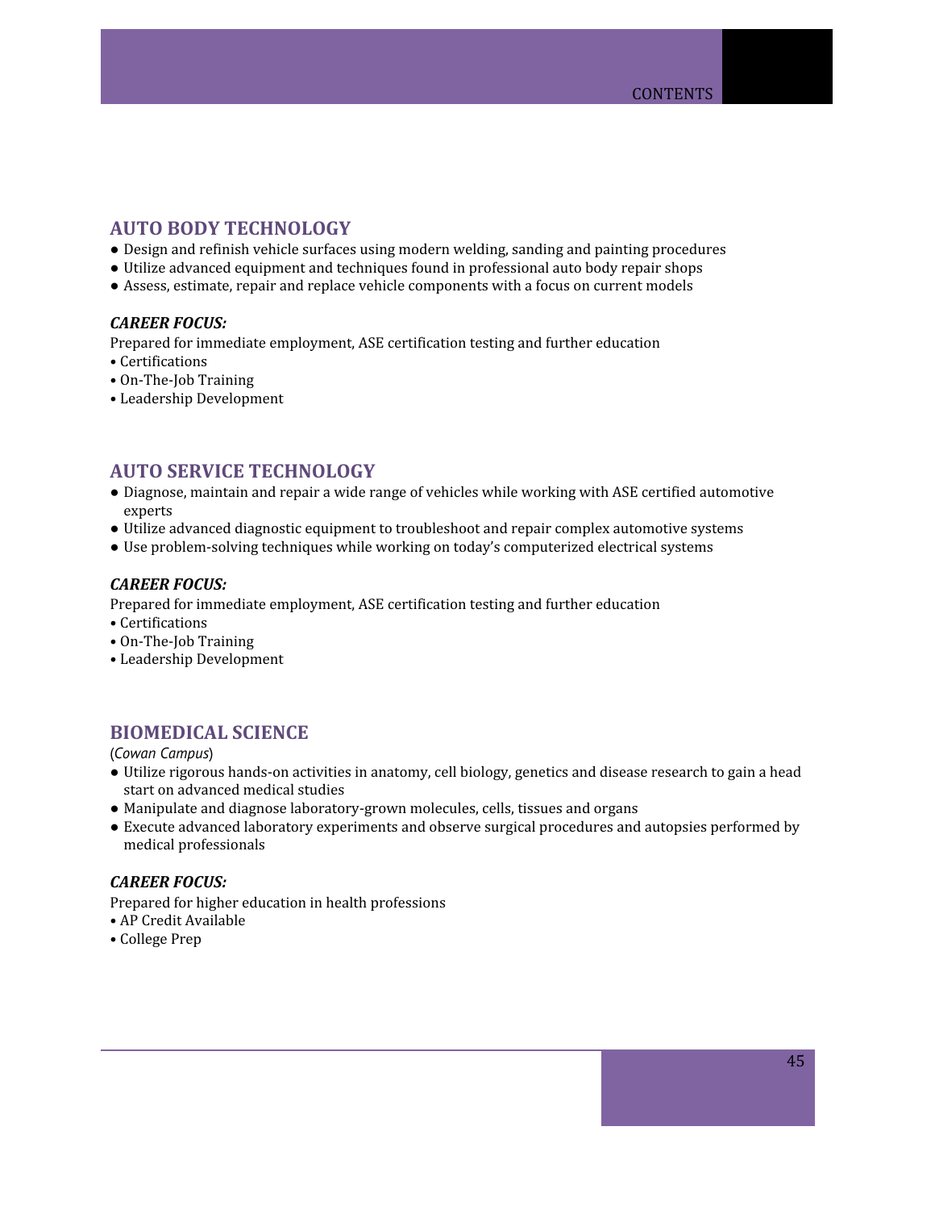## AUTO BODY TECHNOLOGY

- Design and refinish vehicle surfaces using modern welding, sanding and painting procedures
- Utilize advanced equipment and techniques found in professional auto body repair shops
- Assess, estimate, repair and replace vehicle components with a focus on current models

***CAREER FOCUS:***

Prepared for immediate employment, ASE certification testing and further education

- Certifications
- On-The-Job Training
- Leadership Development

## AUTO SERVICE TECHNOLOGY

- Diagnose, maintain and repair a wide range of vehicles while working with ASE certified automotive experts
- Utilize advanced diagnostic equipment to troubleshoot and repair complex automotive systems
- Use problem-solving techniques while working on today's computerized electrical systems

***CAREER FOCUS:***

Prepared for immediate employment, ASE certification testing and further education

- Certifications
- On-The-Job Training
- Leadership Development

## BIOMEDICAL SCIENCE

(*Cowan Campus*)

- Utilize rigorous hands-on activities in anatomy, cell biology, genetics and disease research to gain a head start on advanced medical studies
- Manipulate and diagnose laboratory-grown molecules, cells, tissues and organs
- Execute advanced laboratory experiments and observe surgical procedures and autopsies performed by medical professionals

***CAREER FOCUS:***

Prepared for higher education in health professions

- AP Credit Available
- College Prep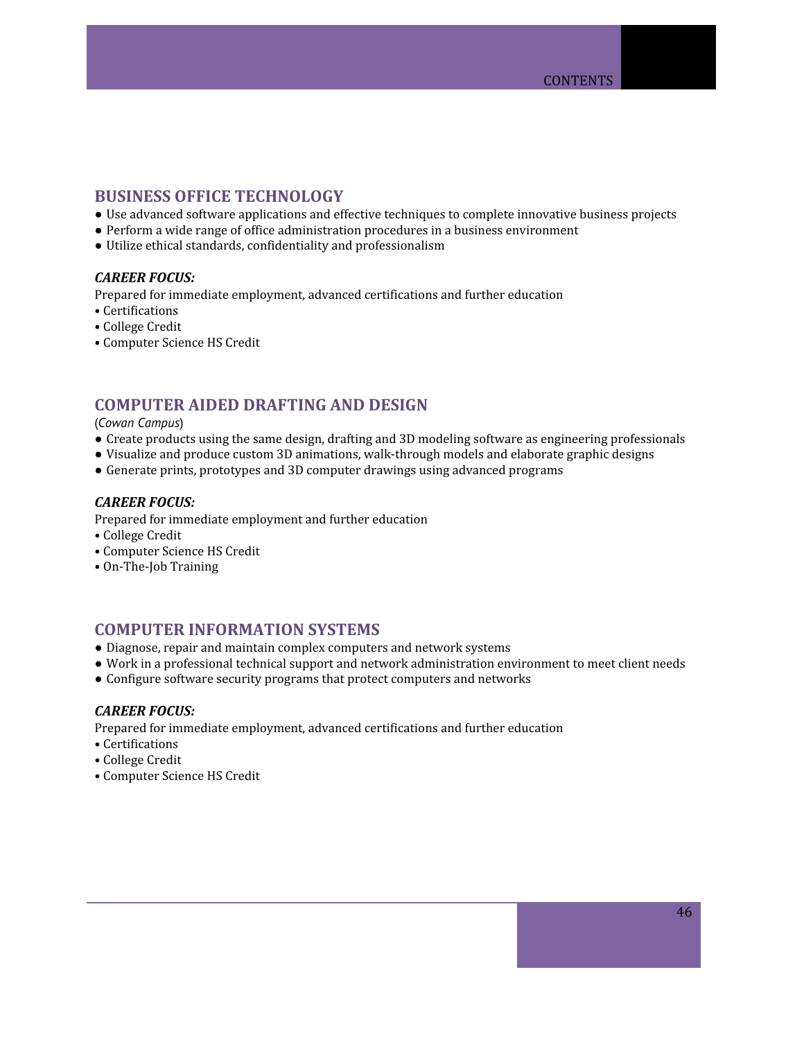## BUSINESS OFFICE TECHNOLOGY

- Use advanced software applications and effective techniques to complete innovative business projects
- Perform a wide range of office administration procedures in a business environment
- Utilize ethical standards, confidentiality and professionalism

***CAREER FOCUS:***

Prepared for immediate employment, advanced certifications and further education

- Certifications
- College Credit
- Computer Science HS Credit

## COMPUTER AIDED DRAFTING AND DESIGN

(*Cowan Campus*)

- Create products using the same design, drafting and 3D modeling software as engineering professionals
- Visualize and produce custom 3D animations, walk-through models and elaborate graphic designs
- Generate prints, prototypes and 3D computer drawings using advanced programs

***CAREER FOCUS:***

Prepared for immediate employment and further education

- College Credit
- Computer Science HS Credit
- On-The-Job Training

## COMPUTER INFORMATION SYSTEMS

- Diagnose, repair and maintain complex computers and network systems
- Work in a professional technical support and network administration environment to meet client needs
- Configure software security programs that protect computers and networks

***CAREER FOCUS:***

Prepared for immediate employment, advanced certifications and further education

- Certifications
- College Credit
- Computer Science HS Credit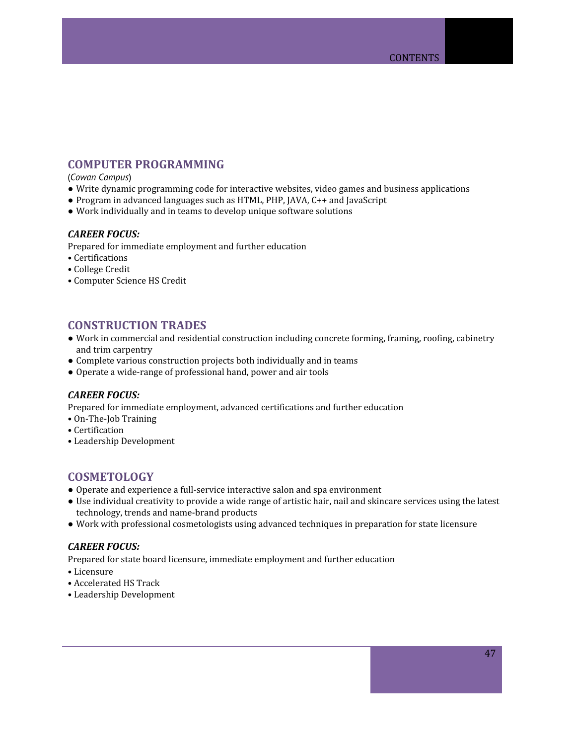## COMPUTER PROGRAMMING

(*Cowan Campus*)

- Write dynamic programming code for interactive websites, video games and business applications
- Program in advanced languages such as HTML, PHP, JAVA, C++ and JavaScript
- Work individually and in teams to develop unique software solutions

### *CAREER FOCUS:*

Prepared for immediate employment and further education

- Certifications
- College Credit
- Computer Science HS Credit

## CONSTRUCTION TRADES

- Work in commercial and residential construction including concrete forming, framing, roofing, cabinetry and trim carpentry
- Complete various construction projects both individually and in teams
- Operate a wide-range of professional hand, power and air tools

### *CAREER FOCUS:*

Prepared for immediate employment, advanced certifications and further education

- On-The-Job Training
- Certification
- Leadership Development

## COSMETOLOGY

- Operate and experience a full-service interactive salon and spa environment
- Use individual creativity to provide a wide range of artistic hair, nail and skincare services using the latest technology, trends and name-brand products
- Work with professional cosmetologists using advanced techniques in preparation for state licensure

### *CAREER FOCUS:*

Prepared for state board licensure, immediate employment and further education

- Licensure
- Accelerated HS Track
- Leadership Development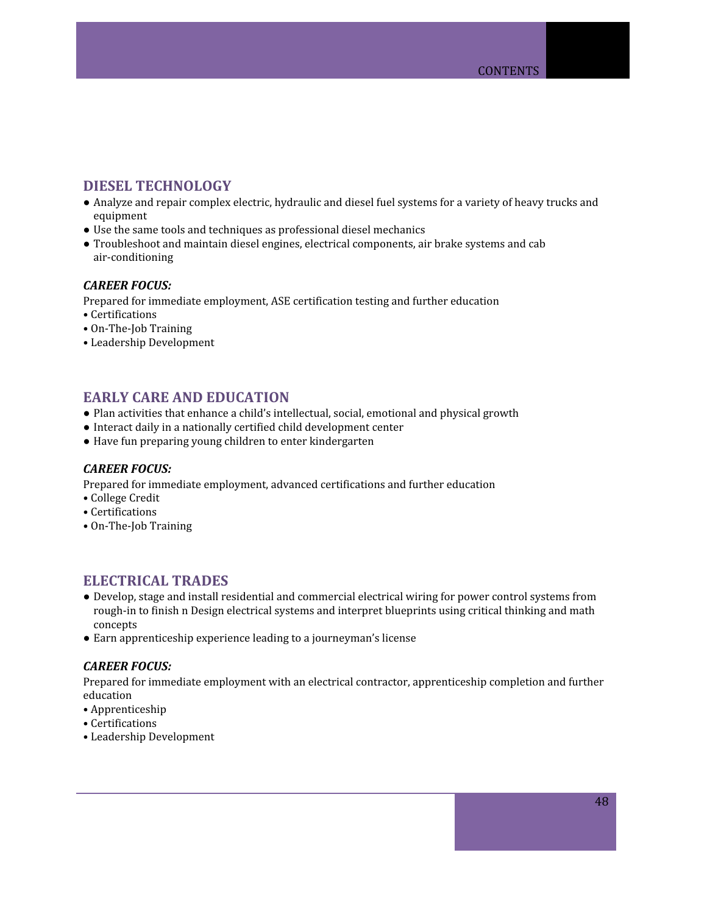## DIESEL TECHNOLOGY

- Analyze and repair complex electric, hydraulic and diesel fuel systems for a variety of heavy trucks and equipment
- Use the same tools and techniques as professional diesel mechanics
- Troubleshoot and maintain diesel engines, electrical components, air brake systems and cab air-conditioning

### *CAREER FOCUS:*

Prepared for immediate employment, ASE certification testing and further education

- Certifications
- On-The-Job Training
- Leadership Development

## EARLY CARE AND EDUCATION

- Plan activities that enhance a child's intellectual, social, emotional and physical growth
- Interact daily in a nationally certified child development center
- Have fun preparing young children to enter kindergarten

### *CAREER FOCUS:*

Prepared for immediate employment, advanced certifications and further education

- College Credit
- Certifications
- On-The-Job Training

## ELECTRICAL TRADES

- Develop, stage and install residential and commercial electrical wiring for power control systems from rough-in to finish n Design electrical systems and interpret blueprints using critical thinking and math concepts
- Earn apprenticeship experience leading to a journeyman's license

### *CAREER FOCUS:*

Prepared for immediate employment with an electrical contractor, apprenticeship completion and further education

- Apprenticeship
- Certifications
- Leadership Development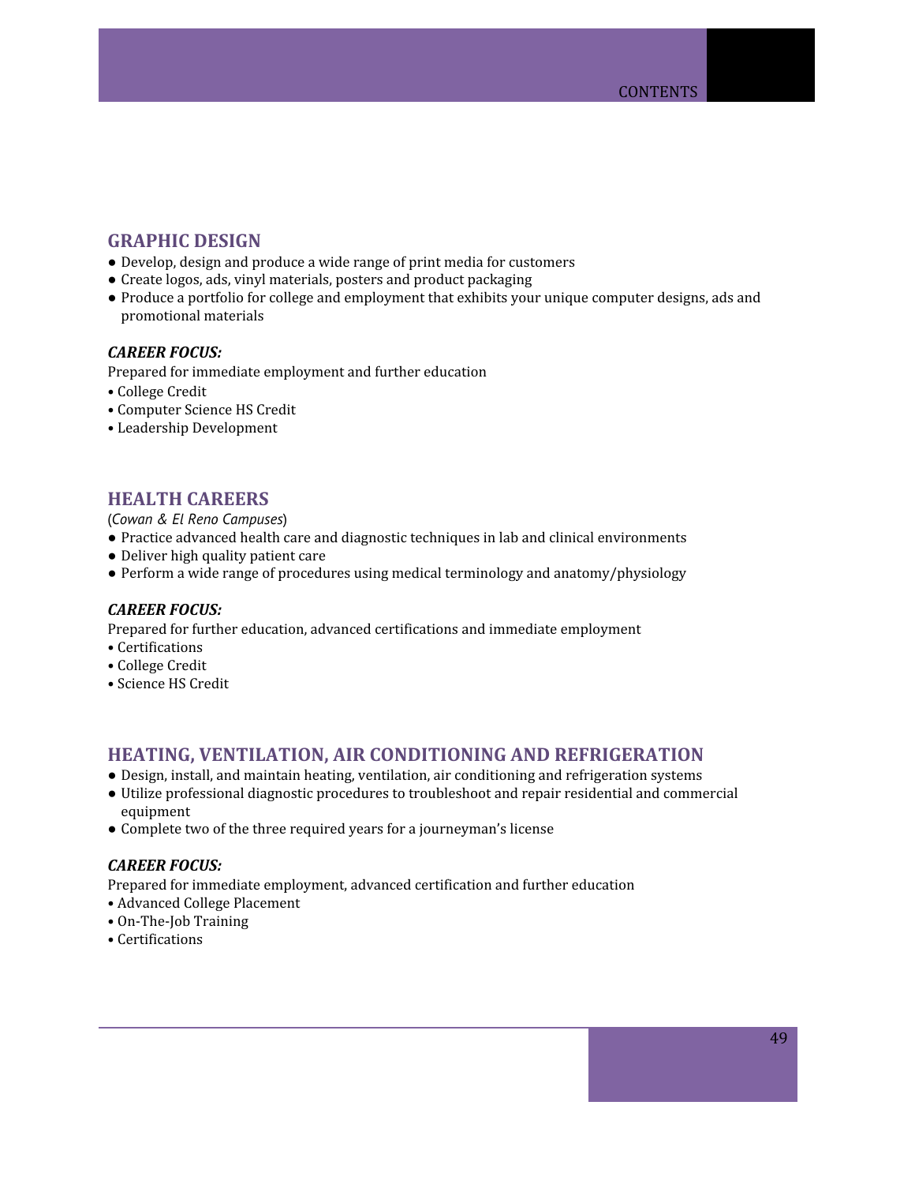## GRAPHIC DESIGN

- Develop, design and produce a wide range of print media for customers
- Create logos, ads, vinyl materials, posters and product packaging
- Produce a portfolio for college and employment that exhibits your unique computer designs, ads and promotional materials

***CAREER FOCUS:***

Prepared for immediate employment and further education

- College Credit
- Computer Science HS Credit
- Leadership Development

## HEALTH CAREERS

(*Cowan & El Reno Campuses*)

- Practice advanced health care and diagnostic techniques in lab and clinical environments
- Deliver high quality patient care
- Perform a wide range of procedures using medical terminology and anatomy/physiology

***CAREER FOCUS:***

Prepared for further education, advanced certifications and immediate employment

- Certifications
- College Credit
- Science HS Credit

## HEATING, VENTILATION, AIR CONDITIONING AND REFRIGERATION

- Design, install, and maintain heating, ventilation, air conditioning and refrigeration systems
- Utilize professional diagnostic procedures to troubleshoot and repair residential and commercial equipment
- Complete two of the three required years for a journeyman's license

***CAREER FOCUS:***

Prepared for immediate employment, advanced certification and further education

- Advanced College Placement
- On-The-Job Training
- Certifications